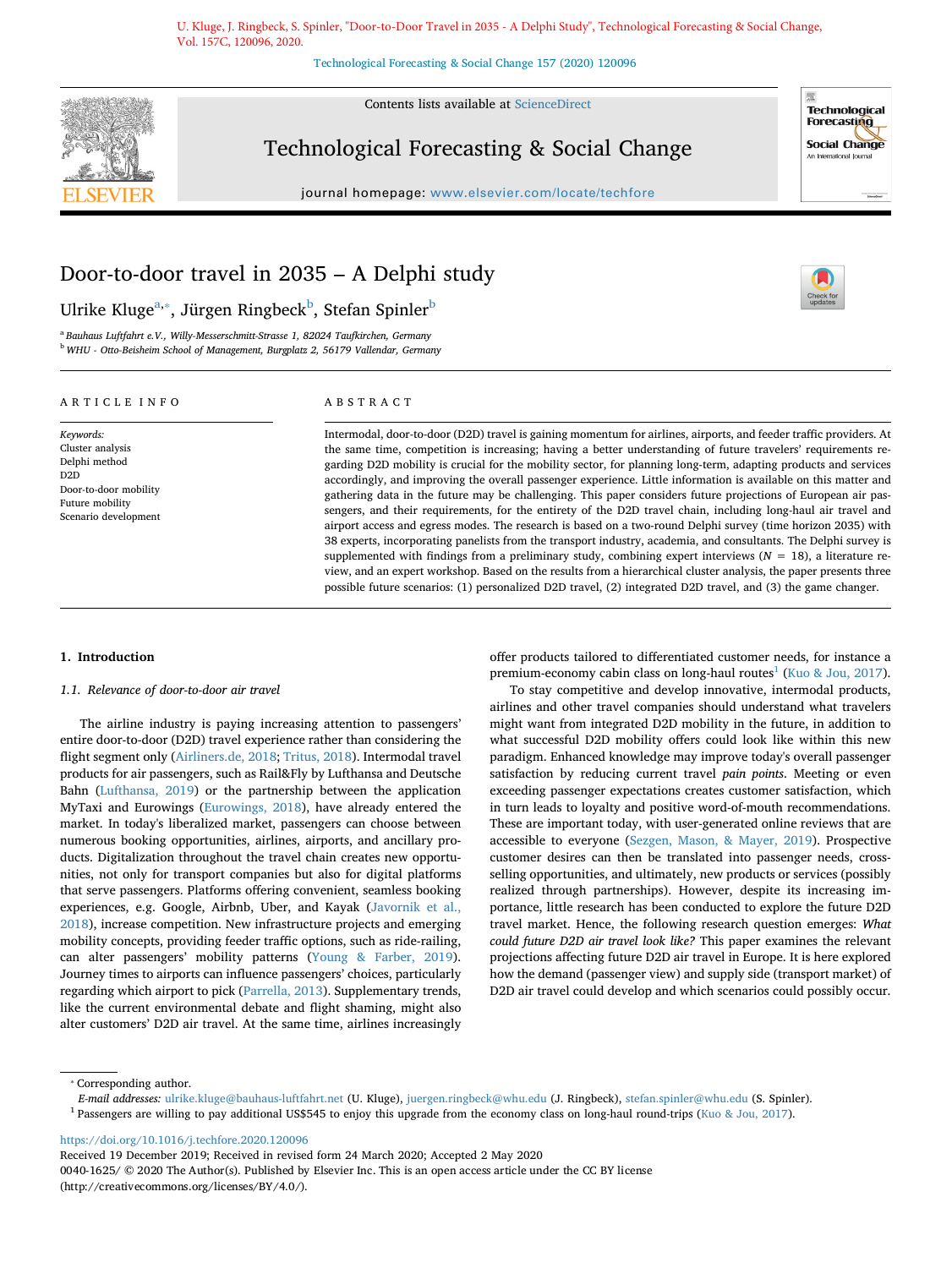U. Kluge, J. Ringbeck, S. Spinler, "Door-to-Door Travel in 2035 - A Delphi Study", Technological Forecasting & Social Change, Vol. 157C, 120096, 2020.

# Door-to-door travel in 2035 – A Delphi study

Ulrike Kluge[a,*], Jürgen Ringbeck[b], Stefan Spinler[b]

[a] Bauhaus Luftfahrt e.V., Willy-Messerschmitt-Strasse 1, 82024 Taufkirchen, Germany
[b] WHU - Otto-Beisheim School of Management, Burgplatz 2, 56179 Vallendar, Germany

**ARTICLE INFO**

*Keywords:*
Cluster analysis
Delphi method
D2D
Door-to-door mobility
Future mobility
Scenario development

**ABSTRACT**

Intermodal, door-to-door (D2D) travel is gaining momentum for airlines, airports, and feeder traffic providers. At the same time, competition is increasing; having a better understanding of future travelers' requirements regarding D2D mobility is crucial for the mobility sector, for planning long-term, adapting products and services accordingly, and improving the overall passenger experience. Little information is available on this matter and gathering data in the future may be challenging. This paper considers future projections of European air passengers, and their requirements, for the entirety of the D2D travel chain, including long-haul air travel and airport access and egress modes. The research is based on a two-round Delphi survey (time horizon 2035) with 38 experts, incorporating panelists from the transport industry, academia, and consultants. The Delphi survey is supplemented with findings from a preliminary study, combining expert interviews ($N = 18$), a literature review, and an expert workshop. Based on the results from a hierarchical cluster analysis, the paper presents three possible future scenarios: (1) personalized D2D travel, (2) integrated D2D travel, and (3) the game changer.

## 1. Introduction

### 1.1. Relevance of door-to-door air travel

The airline industry is paying increasing attention to passengers' entire door-to-door (D2D) travel experience rather than considering the flight segment only (Airliners.de, 2018; Tritus, 2018). Intermodal travel products for air passengers, such as Rail&Fly by Lufthansa and Deutsche Bahn (Lufthansa, 2019) or the partnership between the application MyTaxi and Eurowings (Eurowings, 2018), have already entered the market. In today's liberalized market, passengers can choose between numerous booking opportunities, airlines, airports, and ancillary products. Digitalization throughout the travel chain creates new opportunities, not only for transport companies but also for digital platforms that serve passengers. Platforms offering convenient, seamless booking experiences, e.g. Google, Airbnb, Uber, and Kayak (Javornik et al., 2018), increase competition. New infrastructure projects and emerging mobility concepts, providing feeder traffic options, such as ride-railing, can alter passengers' mobility patterns (Young & Farber, 2019). Journey times to airports can influence passengers' choices, particularly regarding which airport to pick (Parrella, 2013). Supplementary trends, like the current environmental debate and flight shaming, might also alter customers' D2D air travel. At the same time, airlines increasingly offer products tailored to differentiated customer needs, for instance a premium-economy cabin class on long-haul routes[1] (Kuo & Jou, 2017).

To stay competitive and develop innovative, intermodal products, airlines and other travel companies should understand what travelers might want from integrated D2D mobility in the future, in addition to what successful D2D mobility offers could look like within this new paradigm. Enhanced knowledge may improve today's overall passenger satisfaction by reducing current travel *pain points*. Meeting or even exceeding passenger expectations creates customer satisfaction, which in turn leads to loyalty and positive word-of-mouth recommendations. These are important today, with user-generated online reviews that are accessible to everyone (Sezgen, Mason, & Mayer, 2019). Prospective customer desires can then be translated into passenger needs, cross-selling opportunities, and ultimately, new products or services (possibly realized through partnerships). However, despite its increasing importance, little research has been conducted to explore the future D2D travel market. Hence, the following research question emerges: *What could future D2D air travel look like?* This paper examines the relevant projections affecting future D2D air travel in Europe. It is here explored how the demand (passenger view) and supply side (transport market) of D2D air travel could develop and which scenarios could possibly occur.

---

\* Corresponding author.
*E-mail addresses:* ulrike.kluge@bauhaus-luftfahrt.net (U. Kluge), juergen.ringbeck@whu.edu (J. Ringbeck), stefan.spinler@whu.edu (S. Spinler).
[1] Passengers are willing to pay additional US$545 to enjoy this upgrade from the economy class on long-haul round-trips (Kuo & Jou, 2017).

https://doi.org/10.1016/j.techfore.2020.120096
Received 19 December 2019; Received in revised form 24 March 2020; Accepted 2 May 2020
0040-1625/ © 2020 The Author(s). Published by Elsevier Inc. This is an open access article under the CC BY license (http://creativecommons.org/licenses/BY/4.0/).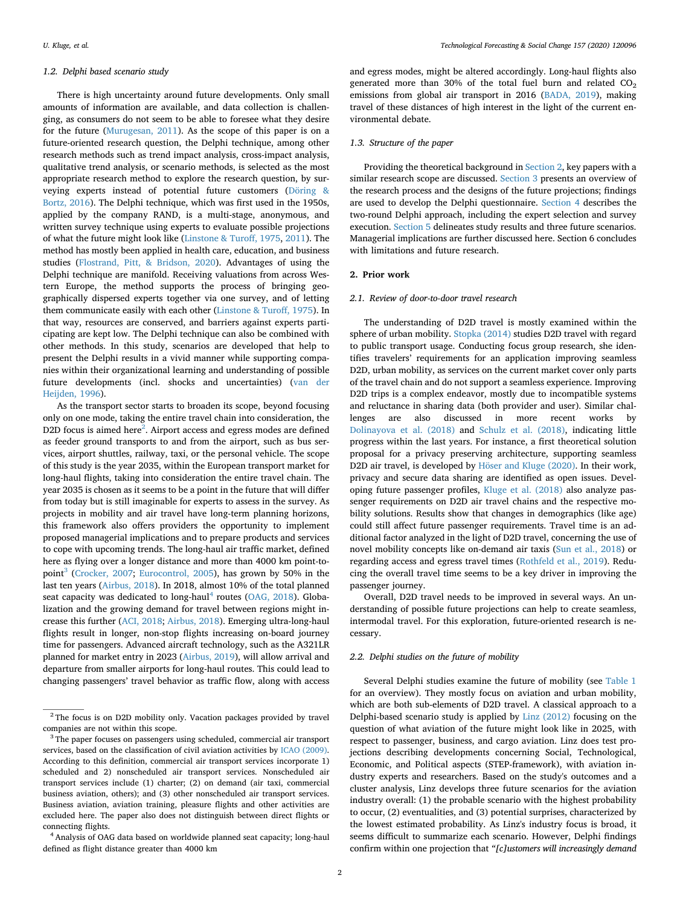### 1.2. Delphi based scenario study

There is high uncertainty around future developments. Only small amounts of information are available, and data collection is challenging, as consumers do not seem to be able to foresee what they desire for the future (Murugesan, 2011). As the scope of this paper is on a future-oriented research question, the Delphi technique, among other research methods such as trend impact analysis, cross-impact analysis, qualitative trend analysis, or scenario methods, is selected as the most appropriate research method to explore the research question, by surveying experts instead of potential future customers (Döring & Bortz, 2016). The Delphi technique, which was first used in the 1950s, applied by the company RAND, is a multi-stage, anonymous, and written survey technique using experts to evaluate possible projections of what the future might look like (Linstone & Turoff, 1975, 2011). The method has mostly been applied in health care, education, and business studies (Flostrand, Pitt, & Bridson, 2020). Advantages of using the Delphi technique are manifold. Receiving valuations from across Western Europe, the method supports the process of bringing geographically dispersed experts together via one survey, and of letting them communicate easily with each other (Linstone & Turoff, 1975). In that way, resources are conserved, and barriers against experts participating are kept low. The Delphi technique can also be combined with other methods. In this study, scenarios are developed that help to present the Delphi results in a vivid manner while supporting companies within their organizational learning and understanding of possible future developments (incl. shocks and uncertainties) (van der Heijden, 1996).

As the transport sector starts to broaden its scope, beyond focusing only on one mode, taking the entire travel chain into consideration, the D2D focus is aimed here[2]. Airport access and egress modes are defined as feeder ground transports to and from the airport, such as bus services, airport shuttles, railway, taxi, or the personal vehicle. The scope of this study is the year 2035, within the European transport market for long-haul flights, taking into consideration the entire travel chain. The year 2035 is chosen as it seems to be a point in the future that will differ from today but is still imaginable for experts to assess in the survey. As projects in mobility and air travel have long-term planning horizons, this framework also offers providers the opportunity to implement proposed managerial implications and to prepare products and services to cope with upcoming trends. The long-haul air traffic market, defined here as flying over a longer distance and more than 4000 km point-to-point[3] (Crocker, 2007; Eurocontrol, 2005), has grown by 50% in the last ten years (Airbus, 2018). In 2018, almost 10% of the total planned seat capacity was dedicated to long-haul[4] routes (OAG, 2018). Globalization and the growing demand for travel between regions might increase this further (ACI, 2018; Airbus, 2018). Emerging ultra-long-haul flights result in longer, non-stop flights increasing on-board journey time for passengers. Advanced aircraft technology, such as the A321LR planned for market entry in 2023 (Airbus, 2019), will allow arrival and departure from smaller airports for long-haul routes. This could lead to changing passengers' travel behavior as traffic flow, along with access and egress modes, might be altered accordingly. Long-haul flights also generated more than 30% of the total fuel burn and related $CO_2$ emissions from global air transport in 2016 (BADA, 2019), making travel of these distances of high interest in the light of the current environmental debate.

### 1.3. Structure of the paper

Providing the theoretical background in Section 2, key papers with a similar research scope are discussed. Section 3 presents an overview of the research process and the designs of the future projections; findings are used to develop the Delphi questionnaire. Section 4 describes the two-round Delphi approach, including the expert selection and survey execution. Section 5 delineates study results and three future scenarios. Managerial implications are further discussed here. Section 6 concludes with limitations and future research.

## 2. Prior work

### 2.1. Review of door-to-door travel research

The understanding of D2D travel is mostly examined within the sphere of urban mobility. Stopka (2014) studies D2D travel with regard to public transport usage. Conducting focus group research, she identifies travelers' requirements for an application improving seamless D2D, urban mobility, as services on the current market cover only parts of the travel chain and do not support a seamless experience. Improving D2D trips is a complex endeavor, mostly due to incompatible systems and reluctance in sharing data (both provider and user). Similar challenges are also discussed in more recent works by Dolinayova et al. (2018) and Schulz et al. (2018), indicating little progress within the last years. For instance, a first theoretical solution proposal for a privacy preserving architecture, supporting seamless D2D air travel, is developed by Höser and Kluge (2020). In their work, privacy and secure data sharing are identified as open issues. Developing future passenger profiles, Kluge et al. (2018) also analyze passenger requirements on D2D air travel chains and the respective mobility solutions. Results show that changes in demographics (like age) could still affect future passenger requirements. Travel time is an additional factor analyzed in the light of D2D travel, concerning the use of novel mobility concepts like on-demand air taxis (Sun et al., 2018) or regarding access and egress travel times (Rothfeld et al., 2019). Reducing the overall travel time seems to be a key driver in improving the passenger journey.

Overall, D2D travel needs to be improved in several ways. An understanding of possible future projections can help to create seamless, intermodal travel. For this exploration, future-oriented research is necessary.

### 2.2. Delphi studies on the future of mobility

Several Delphi studies examine the future of mobility (see Table 1 for an overview). They mostly focus on aviation and urban mobility, which are both sub-elements of D2D travel. A classical approach to a Delphi-based scenario study is applied by Linz (2012) focusing on the question of what aviation of the future might look like in 2025, with respect to passenger, business, and cargo aviation. Linz does test projections describing developments concerning Social, Technological, Economic, and Political aspects (STEP-framework), with aviation industry experts and researchers. Based on the study's outcomes and a cluster analysis, Linz develops three future scenarios for the aviation industry overall: (1) the probable scenario with the highest probability to occur, (2) eventualities, and (3) potential surprises, characterized by the lowest estimated probability. As Linz's industry focus is broad, it seems difficult to summarize each scenario. However, Delphi findings confirm within one projection that *"[c]ustomers will increasingly demand*

[2] The focus is on D2D mobility only. Vacation packages provided by travel companies are not within this scope.

[3] The paper focuses on passengers using scheduled, commercial air transport services, based on the classification of civil aviation activities by ICAO (2009). According to this definition, commercial air transport services incorporate 1) scheduled and 2) nonscheduled air transport services. Nonscheduled air transport services include (1) charter; (2) on demand (air taxi, commercial business aviation, others); and (3) other nonscheduled air transport services. Business aviation, aviation training, pleasure flights and other activities are excluded here. The paper also does not distinguish between direct flights or connecting flights.

[4] Analysis of OAG data based on worldwide planned seat capacity; long-haul defined as flight distance greater than 4000 km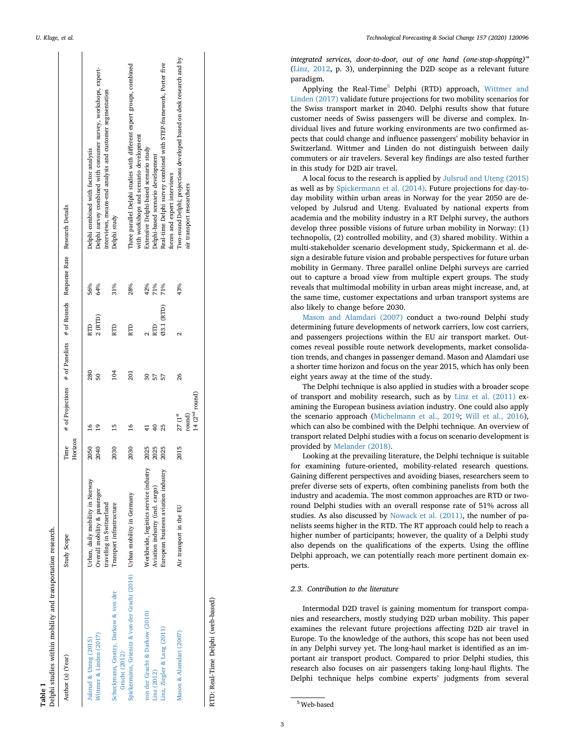**Table 1**
Delphi studies within mobility and transportation research.

| Author (s) (Year) | Study Scope | Time Horizon | # of Projections | # of Panelists | # of Rounds | Response Rate | Research Details |
|---|---|---|---|---|---|---|---|
| Julsrud & Uteng (2015) | Urban, daily mobility in Norway | 2050 | 16 | 280 | RTD | 56% | Delphi combined with factor analysis |
| Wittmer & Linden (2017) | Overall mobility & passenger traveling in Switzerland | 2040 | 19 | 50 | 2 (RTD) | 64% | Delphi survey combined with consumer survey, workshops, expert-interviews, means-end analysis and customer segmentation |
| Schuckmann, Gnatzy, Darkow & von der Gracht (2012) | Transport infrastructure | 2030 | 15 | 104 | RTD | 31% | Delphi study |
| Spickermann, Grienitz & von der Gracht (2014) | Urban mobility in Germany | 2030 | 16 | 201 | RTD | 28% | Three parallel Delphi studies with different expert groups, combined with workshops and scenario development |
| von der Gracht & Darkow (2010) | Worldwide, logistics service industry | 2025 | 41 | 30 | 2 | 42% | Extensive Delphi-based scenario study |
| Linz (2012) | Aviation industry (incl. cargo) | 2025 | 40 | 57 | RTD | 71% | Delphi-based scenario development |
| Linz, Ziegler & Lang (2011) | European business aviation industry | 2025 | 25 | 57 | Ø3.1 (RTD) | 71% | Real-time Delphi survey combined with STEP-framework, Porter five forces and expert interviews |
| Mason & Alamdari (2007) | Air transport in the EU | 2015 | 27 (1st round) 14 (2nd round) | 26 | 2 | 43% | Two-round Delphi; projections developed based on desk research and by air transport researchers |

RTD: Real-Time Delphi (web-based)

*integrated services, door-to-door, out of one hand (one-stop-shopping)"* (Linz, 2012, p. 3), underpinning the D2D scope as a relevant future paradigm.

Applying the Real-Time[5] Delphi (RTD) approach, Wittmer and Linden (2017) validate future projections for two mobility scenarios for the Swiss transport market in 2040. Delphi results show that future customer needs of Swiss passengers will be diverse and complex. Individual lives and future working environments are two confirmed aspects that could change and influence passengers' mobility behavior in Switzerland. Wittmer and Linden do not distinguish between daily commuters or air travelers. Several key findings are also tested further in this study for D2D air travel.

A local focus to the research is applied by Julsrud and Uteng (2015) as well as by Spickermann et al. (2014). Future projections for day-to-day mobility within urban areas in Norway for the year 2050 are developed by Julsrud and Uteng. Evaluated by national experts from academia and the mobility industry in a RT Delphi survey, the authors develop three possible visions of future urban mobility in Norway: (1) technopolis, (2) controlled mobility, and (3) shared mobility. Within a multi-stakeholder scenario development study, Spickermann et al. design a desirable future vision and probable perspectives for future urban mobility in Germany. Three parallel online Delphi surveys are carried out to capture a broad view from multiple expert groups. The study reveals that multimodal mobility in urban areas might increase, and, at the same time, customer expectations and urban transport systems are also likely to change before 2030.

Mason and Alamdari (2007) conduct a two-round Delphi study determining future developments of network carriers, low cost carriers, and passengers projections within the EU air transport market. Outcomes reveal possible route network developments, market consolidation trends, and changes in passenger demand. Mason and Alamdari use a shorter time horizon and focus on the year 2015, which has only been eight years away at the time of the study.

The Delphi technique is also applied in studies with a broader scope of transport and mobility research, such as by Linz et al. (2011) examining the European business aviation industry. One could also apply the scenario approach (Michelmann et al., 2019; Will et al., 2016), which can also be combined with the Delphi technique. An overview of transport related Delphi studies with a focus on scenario development is provided by Melander (2018).

Looking at the prevailing literature, the Delphi technique is suitable for examining future-oriented, mobility-related research questions. Gaining different perspectives and avoiding biases, researchers seem to prefer diverse sets of experts, often combining panelists from both the industry and academia. The most common approaches are RTD or two-round Delphi studies with an overall response rate of 51% across all studies. As also discussed by Nowack et al. (2011), the number of panelists seems higher in the RTD. The RT approach could help to reach a higher number of participants; however, the quality of a Delphi study also depends on the qualifications of the experts. Using the offline Delphi approach, we can potentially reach more pertinent domain experts.

### 2.3. Contribution to the literature

Intermodal D2D travel is gaining momentum for transport companies and researchers, mostly studying D2D urban mobility. This paper examines the relevant future projections affecting D2D air travel in Europe. To the knowledge of the authors, this scope has not been used in any Delphi survey yet. The long-haul market is identified as an important air transport product. Compared to prior Delphi studies, this research also focuses on air passengers taking long-haul flights. The Delphi technique helps combine experts' judgments from several

[5] Web-based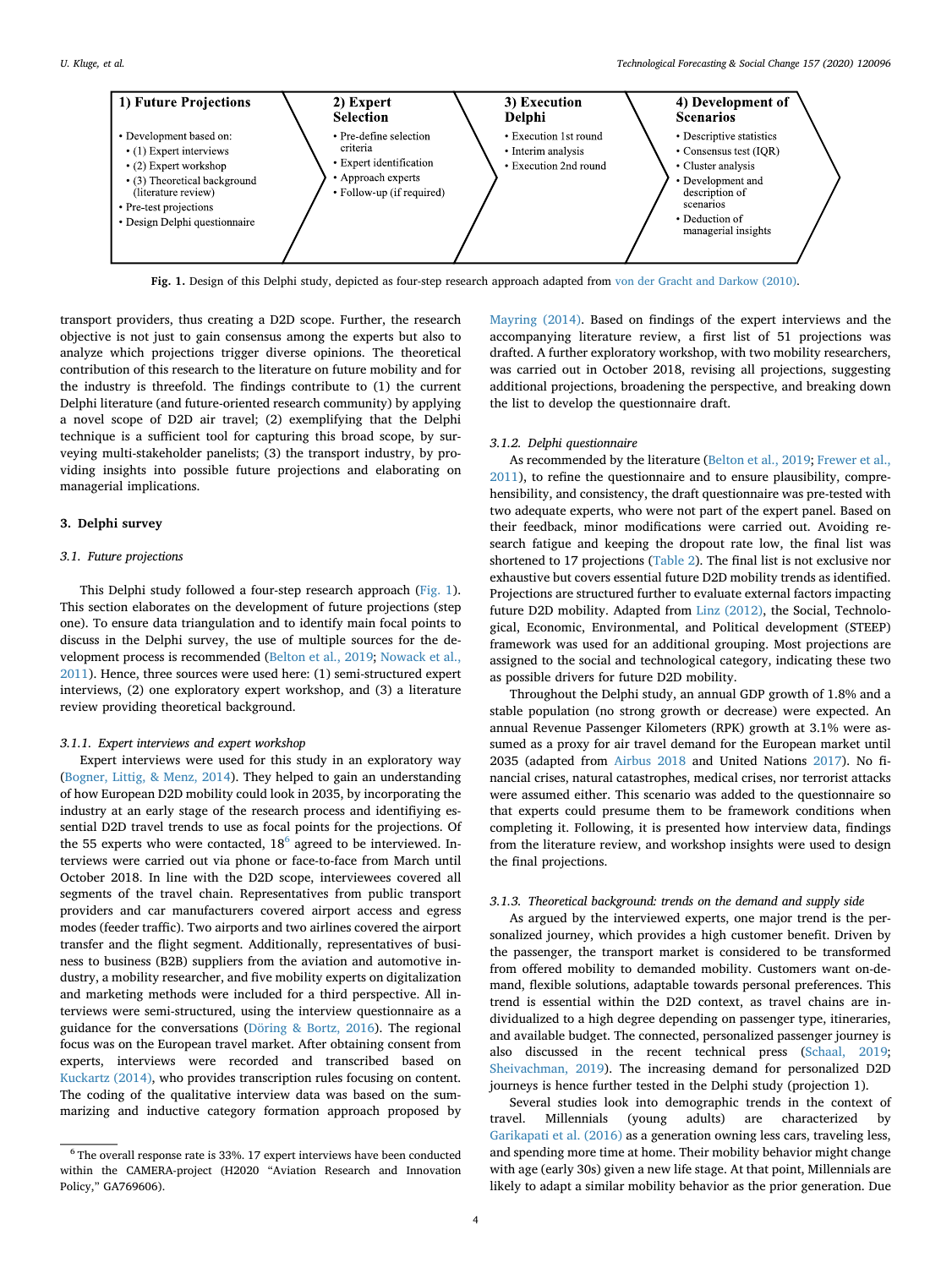| 1) Future Projections | 2) Expert Selection | 3) Execution Delphi | 4) Development of Scenarios |
|---|---|---|---|
| • Development based on:<br>• (1) Expert interviews<br>• (2) Expert workshop<br>• (3) Theoretical background (literature review)<br>• Pre-test projections<br>• Design Delphi questionnaire | • Pre-define selection criteria<br>• Expert identification<br>• Approach experts<br>• Follow-up (if required) | • Execution 1st round<br>• Interim analysis<br>• Execution 2nd round | • Descriptive statistics<br>• Consensus test (IQR)<br>• Cluster analysis<br>• Development and description of scenarios<br>• Deduction of managerial insights |

**Fig. 1.** Design of this Delphi study, depicted as four-step research approach adapted from von der Gracht and Darkow (2010).

transport providers, thus creating a D2D scope. Further, the research objective is not just to gain consensus among the experts but also to analyze which projections trigger diverse opinions. The theoretical contribution of this research to the literature on future mobility and for the industry is threefold. The findings contribute to (1) the current Delphi literature (and future-oriented research community) by applying a novel scope of D2D air travel; (2) exemplifying that the Delphi technique is a sufficient tool for capturing this broad scope, by surveying multi-stakeholder panelists; (3) the transport industry, by providing insights into possible future projections and elaborating on managerial implications.

## 3. Delphi survey

### 3.1. Future projections

This Delphi study followed a four-step research approach (Fig. 1). This section elaborates on the development of future projections (step one). To ensure data triangulation and to identify main focal points to discuss in the Delphi survey, the use of multiple sources for the development process is recommended (Belton et al., 2019; Nowack et al., 2011). Hence, three sources were used here: (1) semi-structured expert interviews, (2) one exploratory expert workshop, and (3) a literature review providing theoretical background.

#### 3.1.1. Expert interviews and expert workshop

Expert interviews were used for this study in an exploratory way (Bogner, Littig, & Menz, 2014). They helped to gain an understanding of how European D2D mobility could look in 2035, by incorporating the industry at an early stage of the research process and identifying essential D2D travel trends to use as focal points for the projections. Of the 55 experts who were contacted, 18[6] agreed to be interviewed. Interviews were carried out via phone or face-to-face from March until October 2018. In line with the D2D scope, interviewees covered all segments of the travel chain. Representatives from public transport providers and car manufacturers covered airport access and egress modes (feeder traffic). Two airports and two airlines covered the airport transfer and the flight segment. Additionally, representatives of business to business (B2B) suppliers from the aviation and automotive industry, a mobility researcher, and five mobility experts on digitalization and marketing methods were included for a third perspective. All interviews were semi-structured, using the interview questionnaire as a guidance for the conversations (Döring & Bortz, 2016). The regional focus was on the European travel market. After obtaining consent from experts, interviews were recorded and transcribed based on Kuckartz (2014), who provides transcription rules focusing on content. The coding of the qualitative interview data was based on the summarizing and inductive category formation approach proposed by Mayring (2014). Based on findings of the expert interviews and the accompanying literature review, a first list of 51 projections was drafted. A further exploratory workshop, with two mobility researchers, was carried out in October 2018, revising all projections, suggesting additional projections, broadening the perspective, and breaking down the list to develop the questionnaire draft.

#### 3.1.2. Delphi questionnaire

As recommended by the literature (Belton et al., 2019; Frewer et al., 2011), to refine the questionnaire and to ensure plausibility, comprehensibility, and consistency, the draft questionnaire was pre-tested with two adequate experts, who were not part of the expert panel. Based on their feedback, minor modifications were carried out. Avoiding research fatigue and keeping the dropout rate low, the final list was shortened to 17 projections (Table 2). The final list is not exclusive nor exhaustive but covers essential future D2D mobility trends as identified. Projections are structured further to evaluate external factors impacting future D2D mobility. Adapted from Linz (2012), the Social, Technological, Economic, Environmental, and Political development (STEEP) framework was used for an additional grouping. Most projections are assigned to the social and technological category, indicating these two as possible drivers for future D2D mobility.

Throughout the Delphi study, an annual GDP growth of 1.8% and a stable population (no strong growth or decrease) were expected. An annual Revenue Passenger Kilometers (RPK) growth at 3.1% were assumed as a proxy for air travel demand for the European market until 2035 (adapted from Airbus 2018 and United Nations 2017). No financial crises, natural catastrophes, medical crises, nor terrorist attacks were assumed either. This scenario was added to the questionnaire so that experts could presume them to be framework conditions when completing it. Following, it is presented how interview data, findings from the literature review, and workshop insights were used to design the final projections.

#### 3.1.3. Theoretical background: trends on the demand and supply side

As argued by the interviewed experts, one major trend is the personalized journey, which provides a high customer benefit. Driven by the passenger, the transport market is considered to be transformed from offered mobility to demanded mobility. Customers want on-demand, flexible solutions, adaptable towards personal preferences. This trend is essential within the D2D context, as travel chains are individualized to a high degree depending on passenger type, itineraries, and available budget. The connected, personalized passenger journey is also discussed in the recent technical press (Schaal, 2019; Sheivachman, 2019). The increasing demand for personalized D2D journeys is hence further tested in the Delphi study (projection 1).

Several studies look into demographic trends in the context of travel. Millennials (young adults) are characterized by Garikapati et al. (2016) as a generation owning less cars, traveling less, and spending more time at home. Their mobility behavior might change with age (early 30s) given a new life stage. At that point, Millennials are likely to adapt a similar mobility behavior as the prior generation. Due

[6] The overall response rate is 33%. 17 expert interviews have been conducted within the CAMERA-project (H2020 "Aviation Research and Innovation Policy," GA769606).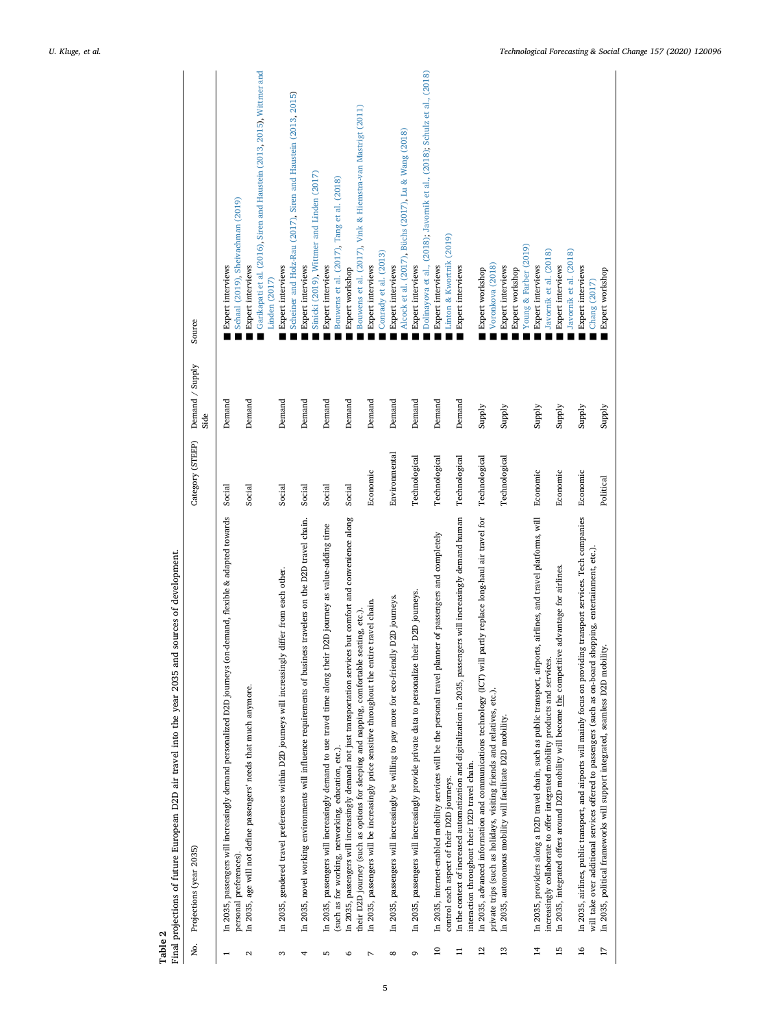**Table 2**
Final projections of future European D2D air travel into the year 2035 and sources of development.

| No. | Projections (year 2035) | Category (STEEP) | Demand / Supply Side | Source |
|---|---|---|---|---|
| 1 | In 2035, passengers will increasingly demand personalized D2D journeys (on-demand, flexible & adapted towards personal preferences). | Social | Demand | ■ Expert interviews<br>■ Schaal (2019), Sheivachman (2019) |
| 2 | In 2035, age will not define passengers' needs that much anymore. | Social | Demand | ■ Expert interviews<br>■ Garikapati et al. (2016), Siren and Haustein (2013, 2015), Wittmer and Linden (2017) |
| 3 | In 2035, gendered travel preferences within D2D journeys will increasingly differ from each other. | Social | Demand | ■ Expert interviews<br>■ Scheiner and Holz-Rau (2017), Siren and Haustein (2013, 2015) |
| 4 | In 2035, novel working environments will influence requirements of business travelers on the D2D travel chain. | Social | Demand | ■ Expert interviews<br>■ Sinicki (2019), Wittmer and Linden (2017) |
| 5 | In 2035, passengers will increasingly demand to use travel time along their D2D journey as value-adding time (such as for working, networking, education, etc.). | Social | Demand | ■ Expert interviews<br>■ Bouwens et al. (2017), Tang et al. (2018) |
| 6 | In 2035, passengers will increasingly demand not just transportation services but comfort and convenience along their D2D journey (such as options for sleeping and napping, comfortable seating, etc.). | Social | Demand | ■ Expert workshop<br>■ Bouwens et al. (2017), Vink & Hiemstra-van Mastrigt (2011) |
| 7 | In 2035, passengers will be increasingly price sensitive throughout the entire travel chain. | Economic | Demand | ■ Expert interviews<br>■ Conrady et al. (2013) |
| 8 | In 2035, passengers will increasingly be willing to pay more for eco-friendly D2D journeys. | Environmental | Demand | ■ Expert interviews<br>■ Alcock et al. (2017), Büchs (2017), Lu & Wang (2018) |
| 9 | In 2035, passengers will increasingly provide private data to personalize their D2D journeys. | Technological | Demand | ■ Expert interviews<br>■ Dolinayova et al., (2018); Javornik et al., (2018); Schulz et al., (2018) |
| 10 | In 2035, internet-enabled mobility services will be the personal travel planner of passengers and completely control each aspect of their D2D journeys. | Technological | Demand | ■ Expert interviews<br>■ Linton & Kwortnik (2019) |
| 11 | In the context of increased automatization and digitalization in 2035, passengers will increasingly demand human interaction throughout their D2D travel chain. | Technological | Demand | ■ Expert interviews |
| 12 | In 2035, advanced information and communications technology (ICT) will partly replace long-haul air travel for private trips (such as holidays, visiting friends and relatives, etc.). | Technological | Supply | ■ Expert workshop<br>■ Voronkova (2018) |
| 13 | In 2035, autonomous mobility will facilitate D2D mobility. | Technological | Supply | ■ Expert interviews<br>■ Expert workshop<br>■ Young & Farber (2019) |
| 14 | In 2035, providers along a D2D travel chain, such as public transport, airports, airlines, and travel platforms, will increasingly collaborate to offer integrated mobility products and services. | Economic | Supply | ■ Expert interviews<br>■ Javornik et al. (2018) |
| 15 | In 2035, integrated offers around D2D mobility will become <u>the</u> competitive advantage for airlines. | Economic | Supply | ■ Expert interviews<br>■ Javornik et al. (2018) |
| 16 | In 2035, airlines, public transport, and airports will mainly focus on providing transport services. Tech companies will take over additional services offered to passengers (such as on-board shopping, entertainment, etc.). | Economic | Supply | ■ Expert interviews<br>■ Chang (2017) |
| 17 | In 2035, political frameworks will support integrated, seamless D2D mobility. | Political | Supply | ■ Expert workshop |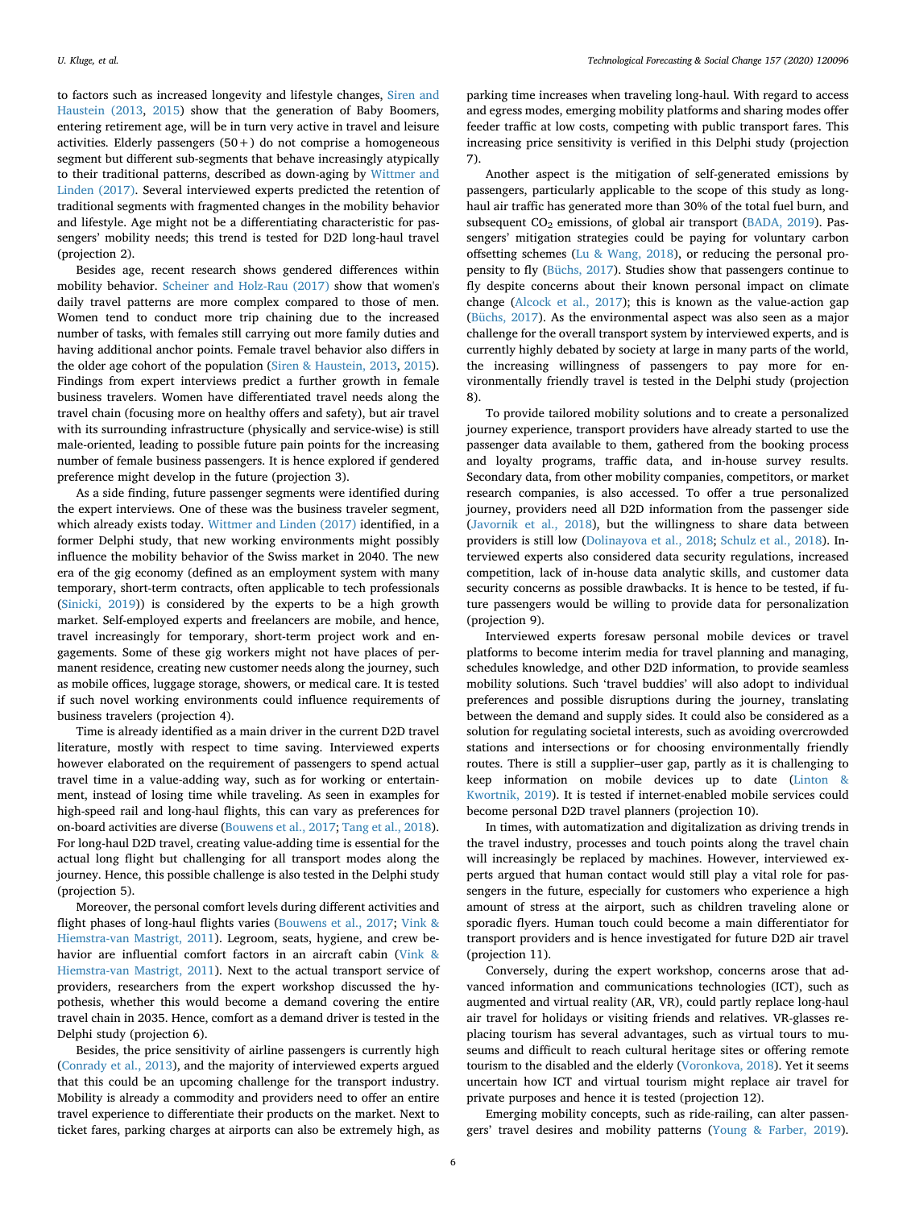to factors such as increased longevity and lifestyle changes, Siren and Haustein (2013, 2015) show that the generation of Baby Boomers, entering retirement age, will be in turn very active in travel and leisure activities. Elderly passengers (50+) do not comprise a homogeneous segment but different sub-segments that behave increasingly atypically to their traditional patterns, described as down-aging by Wittmer and Linden (2017). Several interviewed experts predicted the retention of traditional segments with fragmented changes in the mobility behavior and lifestyle. Age might not be a differentiating characteristic for passengers' mobility needs; this trend is tested for D2D long-haul travel (projection 2).

Besides age, recent research shows gendered differences within mobility behavior. Scheiner and Holz-Rau (2017) show that women's daily travel patterns are more complex compared to those of men. Women tend to conduct more trip chaining due to the increased number of tasks, with females still carrying out more family duties and having additional anchor points. Female travel behavior also differs in the older age cohort of the population (Siren & Haustein, 2013, 2015). Findings from expert interviews predict a further growth in female business travelers. Women have differentiated travel needs along the travel chain (focusing more on healthy offers and safety), but air travel with its surrounding infrastructure (physically and service-wise) is still male-oriented, leading to possible future pain points for the increasing number of female business passengers. It is hence explored if gendered preference might develop in the future (projection 3).

As a side finding, future passenger segments were identified during the expert interviews. One of these was the business traveler segment, which already exists today. Wittmer and Linden (2017) identified, in a former Delphi study, that new working environments might possibly influence the mobility behavior of the Swiss market in 2040. The new era of the gig economy (defined as an employment system with many temporary, short-term contracts, often applicable to tech professionals (Sinicki, 2019)) is considered by the experts to be a high growth market. Self-employed experts and freelancers are mobile, and hence, travel increasingly for temporary, short-term project work and engagements. Some of these gig workers might not have places of permanent residence, creating new customer needs along the journey, such as mobile offices, luggage storage, showers, or medical care. It is tested if such novel working environments could influence requirements of business travelers (projection 4).

Time is already identified as a main driver in the current D2D travel literature, mostly with respect to time saving. Interviewed experts however elaborated on the requirement of passengers to spend actual travel time in a value-adding way, such as for working or entertainment, instead of losing time while traveling. As seen in examples for high-speed rail and long-haul flights, this can vary as preferences for on-board activities are diverse (Bouwens et al., 2017; Tang et al., 2018). For long-haul D2D travel, creating value-adding time is essential for the actual long flight but challenging for all transport modes along the journey. Hence, this possible challenge is also tested in the Delphi study (projection 5).

Moreover, the personal comfort levels during different activities and flight phases of long-haul flights varies (Bouwens et al., 2017; Vink & Hiemstra-van Mastrigt, 2011). Legroom, seats, hygiene, and crew behavior are influential comfort factors in an aircraft cabin (Vink & Hiemstra-van Mastrigt, 2011). Next to the actual transport service of providers, researchers from the expert workshop discussed the hypothesis, whether this would become a demand covering the entire travel chain in 2035. Hence, comfort as a demand driver is tested in the Delphi study (projection 6).

Besides, the price sensitivity of airline passengers is currently high (Conrady et al., 2013), and the majority of interviewed experts argued that this could be an upcoming challenge for the transport industry. Mobility is already a commodity and providers need to offer an entire travel experience to differentiate their products on the market. Next to ticket fares, parking charges at airports can also be extremely high, as parking time increases when traveling long-haul. With regard to access and egress modes, emerging mobility platforms and sharing modes offer feeder traffic at low costs, competing with public transport fares. This increasing price sensitivity is verified in this Delphi study (projection 7).

Another aspect is the mitigation of self-generated emissions by passengers, particularly applicable to the scope of this study as long-haul air traffic has generated more than 30% of the total fuel burn, and subsequent $CO_2$ emissions, of global air transport (BADA, 2019). Passengers' mitigation strategies could be paying for voluntary carbon offsetting schemes (Lu & Wang, 2018), or reducing the personal propensity to fly (Büchs, 2017). Studies show that passengers continue to fly despite concerns about their known personal impact on climate change (Alcock et al., 2017); this is known as the value-action gap (Büchs, 2017). As the environmental aspect was also seen as a major challenge for the overall transport system by interviewed experts, and is currently highly debated by society at large in many parts of the world, the increasing willingness of passengers to pay more for environmentally friendly travel is tested in the Delphi study (projection 8).

To provide tailored mobility solutions and to create a personalized journey experience, transport providers have already started to use the passenger data available to them, gathered from the booking process and loyalty programs, traffic data, and in-house survey results. Secondary data, from other mobility companies, competitors, or market research companies, is also accessed. To offer a true personalized journey, providers need all D2D information from the passenger side (Javornik et al., 2018), but the willingness to share data between providers is still low (Dolinayova et al., 2018; Schulz et al., 2018). Interviewed experts also considered data security regulations, increased competition, lack of in-house data analytic skills, and customer data security concerns as possible drawbacks. It is hence to be tested, if future passengers would be willing to provide data for personalization (projection 9).

Interviewed experts foresaw personal mobile devices or travel platforms to become interim media for travel planning and managing, schedules knowledge, and other D2D information, to provide seamless mobility solutions. Such 'travel buddies' will also adopt to individual preferences and possible disruptions during the journey, translating between the demand and supply sides. It could also be considered as a solution for regulating societal interests, such as avoiding overcrowded stations and intersections or for choosing environmentally friendly routes. There is still a supplier–user gap, partly as it is challenging to keep information on mobile devices up to date (Linton & Kwortnik, 2019). It is tested if internet-enabled mobile services could become personal D2D travel planners (projection 10).

In times, with automatization and digitalization as driving trends in the travel industry, processes and touch points along the travel chain will increasingly be replaced by machines. However, interviewed experts argued that human contact would still play a vital role for passengers in the future, especially for customers who experience a high amount of stress at the airport, such as children traveling alone or sporadic flyers. Human touch could become a main differentiator for transport providers and is hence investigated for future D2D air travel (projection 11).

Conversely, during the expert workshop, concerns arose that advanced information and communications technologies (ICT), such as augmented and virtual reality (AR, VR), could partly replace long-haul air travel for holidays or visiting friends and relatives. VR-glasses replacing tourism has several advantages, such as virtual tours to museums and difficult to reach cultural heritage sites or offering remote tourism to the disabled and the elderly (Voronkova, 2018). Yet it seems uncertain how ICT and virtual tourism might replace air travel for private purposes and hence it is tested (projection 12).

Emerging mobility concepts, such as ride-railing, can alter passengers' travel desires and mobility patterns (Young & Farber, 2019).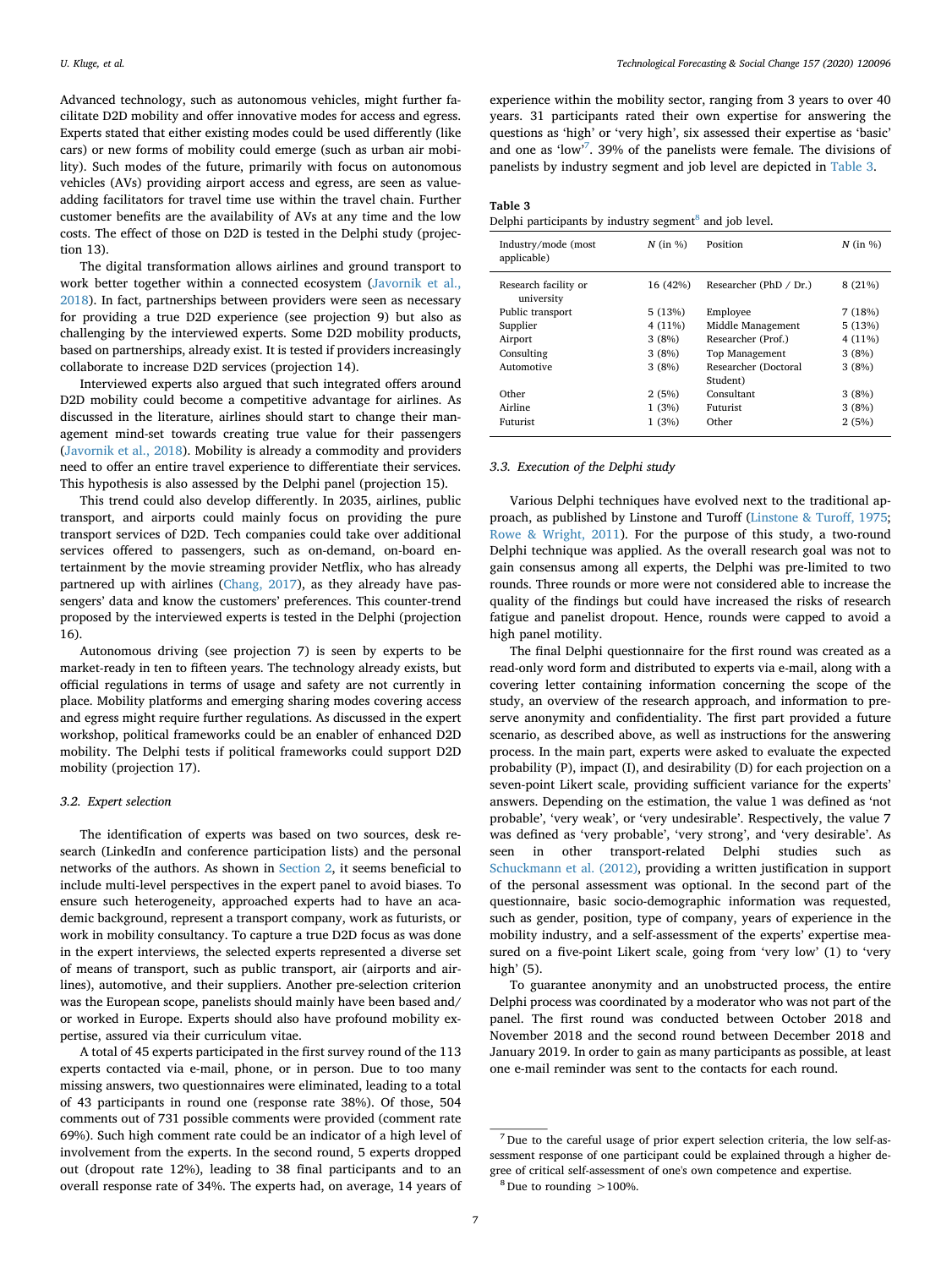Advanced technology, such as autonomous vehicles, might further facilitate D2D mobility and offer innovative modes for access and egress. Experts stated that either existing modes could be used differently (like cars) or new forms of mobility could emerge (such as urban air mobility). Such modes of the future, primarily with focus on autonomous vehicles (AVs) providing airport access and egress, are seen as value-adding facilitators for travel time use within the travel chain. Further customer benefits are the availability of AVs at any time and the low costs. The effect of those on D2D is tested in the Delphi study (projection 13).

The digital transformation allows airlines and ground transport to work better together within a connected ecosystem (Javornik et al., 2018). In fact, partnerships between providers were seen as necessary for providing a true D2D experience (see projection 9) but also as challenging by the interviewed experts. Some D2D mobility products, based on partnerships, already exist. It is tested if providers increasingly collaborate to increase D2D services (projection 14).

Interviewed experts also argued that such integrated offers around D2D mobility could become a competitive advantage for airlines. As discussed in the literature, airlines should start to change their management mind-set towards creating true value for their passengers (Javornik et al., 2018). Mobility is already a commodity and providers need to offer an entire travel experience to differentiate their services. This hypothesis is also assessed by the Delphi panel (projection 15).

This trend could also develop differently. In 2035, airlines, public transport, and airports could mainly focus on providing the pure transport services of D2D. Tech companies could take over additional services offered to passengers, such as on-demand, on-board entertainment by the movie streaming provider Netflix, who has already partnered up with airlines (Chang, 2017), as they already have passengers' data and know the customers' preferences. This counter-trend proposed by the interviewed experts is tested in the Delphi (projection 16).

Autonomous driving (see projection 7) is seen by experts to be market-ready in ten to fifteen years. The technology already exists, but official regulations in terms of usage and safety are not currently in place. Mobility platforms and emerging sharing modes covering access and egress might require further regulations. As discussed in the expert workshop, political frameworks could be an enabler of enhanced D2D mobility. The Delphi tests if political frameworks could support D2D mobility (projection 17).

### 3.2. Expert selection

The identification of experts was based on two sources, desk research (LinkedIn and conference participation lists) and the personal networks of the authors. As shown in Section 2, it seems beneficial to include multi-level perspectives in the expert panel to avoid biases. To ensure such heterogeneity, approached experts had to have an academic background, represent a transport company, work as futurists, or work in mobility consultancy. To capture a true D2D focus as was done in the expert interviews, the selected experts represented a diverse set of means of transport, such as public transport, air (airports and airlines), automotive, and their suppliers. Another pre-selection criterion was the European scope, panelists should mainly have been based and/or worked in Europe. Experts should also have profound mobility expertise, assured via their curriculum vitae.

A total of 45 experts participated in the first survey round of the 113 experts contacted via e-mail, phone, or in person. Due to too many missing answers, two questionnaires were eliminated, leading to a total of 43 participants in round one (response rate 38%). Of those, 504 comments out of 731 possible comments were provided (comment rate 69%). Such high comment rate could be an indicator of a high level of involvement from the experts. In the second round, 5 experts dropped out (dropout rate 12%), leading to 38 final participants and to an overall response rate of 34%. The experts had, on average, 14 years of experience within the mobility sector, ranging from 3 years to over 40 years. 31 participants rated their own expertise for answering the questions as 'high' or 'very high', six assessed their expertise as 'basic' and one as 'low'[7]. 39% of the panelists were female. The divisions of panelists by industry segment and job level are depicted in Table 3.

**Table 3**
Delphi participants by industry segment[8] and job level.

| Industry/mode (most applicable) | N (in %) | Position | N (in %) |
|---|---|---|---|
| Research facility or university | 16 (42%) | Researcher (PhD / Dr.) | 8 (21%) |
| Public transport | 5 (13%) | Employee | 7 (18%) |
| Supplier | 4 (11%) | Middle Management | 5 (13%) |
| Airport | 3 (8%) | Researcher (Prof.) | 4 (11%) |
| Consulting | 3 (8%) | Top Management | 3 (8%) |
| Automotive | 3 (8%) | Researcher (Doctoral Student) | 3 (8%) |
| Other | 2 (5%) | Consultant | 3 (8%) |
| Airline | 1 (3%) | Futurist | 3 (8%) |
| Futurist | 1 (3%) | Other | 2 (5%) |

### 3.3. Execution of the Delphi study

Various Delphi techniques have evolved next to the traditional approach, as published by Linstone and Turoff (Linstone & Turoff, 1975; Rowe & Wright, 2011). For the purpose of this study, a two-round Delphi technique was applied. As the overall research goal was not to gain consensus among all experts, the Delphi was pre-limited to two rounds. Three rounds or more were not considered able to increase the quality of the findings but could have increased the risks of research fatigue and panelist dropout. Hence, rounds were capped to avoid a high panel motility.

The final Delphi questionnaire for the first round was created as a read-only word form and distributed to experts via e-mail, along with a covering letter containing information concerning the scope of the study, an overview of the research approach, and information to preserve anonymity and confidentiality. The first part provided a future scenario, as described above, as well as instructions for the answering process. In the main part, experts were asked to evaluate the expected probability (P), impact (I), and desirability (D) for each projection on a seven-point Likert scale, providing sufficient variance for the experts' answers. Depending on the estimation, the value 1 was defined as 'not probable', 'very weak', or 'very undesirable'. Respectively, the value 7 was defined as 'very probable', 'very strong', and 'very desirable'. As seen in other transport-related Delphi studies such as Schuckmann et al. (2012), providing a written justification in support of the personal assessment was optional. In the second part of the questionnaire, basic socio-demographic information was requested, such as gender, position, type of company, years of experience in the mobility industry, and a self-assessment of the experts' expertise measured on a five-point Likert scale, going from 'very low' (1) to 'very high' (5).

To guarantee anonymity and an unobstructed process, the entire Delphi process was coordinated by a moderator who was not part of the panel. The first round was conducted between October 2018 and November 2018 and the second round between December 2018 and January 2019. In order to gain as many participants as possible, at least one e-mail reminder was sent to the contacts for each round.

[7] Due to the careful usage of prior expert selection criteria, the low self-assessment response of one participant could be explained through a higher degree of critical self-assessment of one's own competence and expertise.

[8] Due to rounding >100%.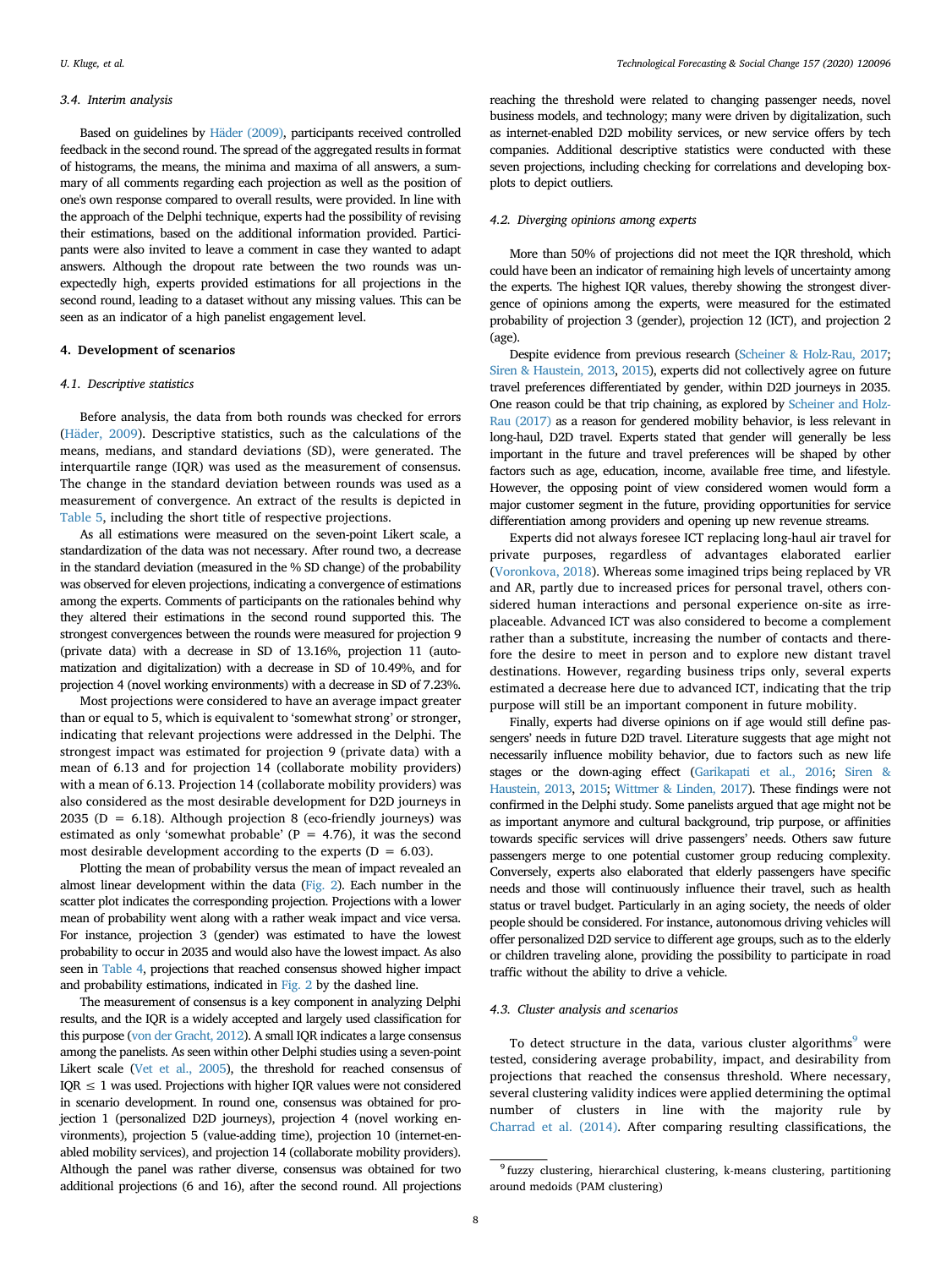### 3.4. Interim analysis

Based on guidelines by Häder (2009), participants received controlled feedback in the second round. The spread of the aggregated results in format of histograms, the means, the minima and maxima of all answers, a summary of all comments regarding each projection as well as the position of one's own response compared to overall results, were provided. In line with the approach of the Delphi technique, experts had the possibility of revising their estimations, based on the additional information provided. Participants were also invited to leave a comment in case they wanted to adapt answers. Although the dropout rate between the two rounds was unexpectedly high, experts provided estimations for all projections in the second round, leading to a dataset without any missing values. This can be seen as an indicator of a high panelist engagement level.

## 4. Development of scenarios

### 4.1. Descriptive statistics

Before analysis, the data from both rounds was checked for errors (Häder, 2009). Descriptive statistics, such as the calculations of the means, medians, and standard deviations (SD), were generated. The interquartile range (IQR) was used as the measurement of consensus. The change in the standard deviation between rounds was used as a measurement of convergence. An extract of the results is depicted in Table 5, including the short title of respective projections.

As all estimations were measured on the seven-point Likert scale, a standardization of the data was not necessary. After round two, a decrease in the standard deviation (measured in the % SD change) of the probability was observed for eleven projections, indicating a convergence of estimations among the experts. Comments of participants on the rationales behind why they altered their estimations in the second round supported this. The strongest convergences between the rounds were measured for projection 9 (private data) with a decrease in SD of 13.16%, projection 11 (automatization and digitalization) with a decrease in SD of 10.49%, and for projection 4 (novel working environments) with a decrease in SD of 7.23%.

Most projections were considered to have an average impact greater than or equal to 5, which is equivalent to 'somewhat strong' or stronger, indicating that relevant projections were addressed in the Delphi. The strongest impact was estimated for projection 9 (private data) with a mean of 6.13 and for projection 14 (collaborate mobility providers) with a mean of 6.13. Projection 14 (collaborate mobility providers) was also considered as the most desirable development for D2D journeys in 2035 (D = 6.18). Although projection 8 (eco-friendly journeys) was estimated as only 'somewhat probable' (P = 4.76), it was the second most desirable development according to the experts (D = 6.03).

Plotting the mean of probability versus the mean of impact revealed an almost linear development within the data (Fig. 2). Each number in the scatter plot indicates the corresponding projection. Projections with a lower mean of probability went along with a rather weak impact and vice versa. For instance, projection 3 (gender) was estimated to have the lowest probability to occur in 2035 and would also have the lowest impact. As also seen in Table 4, projections that reached consensus showed higher impact and probability estimations, indicated in Fig. 2 by the dashed line.

The measurement of consensus is a key component in analyzing Delphi results, and the IQR is a widely accepted and largely used classification for this purpose (von der Gracht, 2012). A small IQR indicates a large consensus among the panelists. As seen within other Delphi studies using a seven-point Likert scale (Vet et al., 2005), the threshold for reached consensus of IQR $\leq$ 1 was used. Projections with higher IQR values were not considered in scenario development. In round one, consensus was obtained for projection 1 (personalized D2D journeys), projection 4 (novel working environments), projection 5 (value-adding time), projection 10 (internet-enabled mobility services), and projection 14 (collaborate mobility providers). Although the panel was rather diverse, consensus was obtained for two additional projections (6 and 16), after the second round. All projections reaching the threshold were related to changing passenger needs, novel business models, and technology; many were driven by digitalization, such as internet-enabled D2D mobility services, or new service offers by tech companies. Additional descriptive statistics were conducted with these seven projections, including checking for correlations and developing boxplots to depict outliers.

### 4.2. Diverging opinions among experts

More than 50% of projections did not meet the IQR threshold, which could have been an indicator of remaining high levels of uncertainty among the experts. The highest IQR values, thereby showing the strongest divergence of opinions among the experts, were measured for the estimated probability of projection 3 (gender), projection 12 (ICT), and projection 2 (age).

Despite evidence from previous research (Scheiner & Holz-Rau, 2017; Siren & Haustein, 2013, 2015), experts did not collectively agree on future travel preferences differentiated by gender, within D2D journeys in 2035. One reason could be that trip chaining, as explored by Scheiner and Holz-Rau (2017) as a reason for gendered mobility behavior, is less relevant in long-haul, D2D travel. Experts stated that gender will generally be less important in the future and travel preferences will be shaped by other factors such as age, education, income, available free time, and lifestyle. However, the opposing point of view considered women would form a major customer segment in the future, providing opportunities for service differentiation among providers and opening up new revenue streams.

Experts did not always foresee ICT replacing long-haul air travel for private purposes, regardless of advantages elaborated earlier (Voronkova, 2018). Whereas some imagined trips being replaced by VR and AR, partly due to increased prices for personal travel, others considered human interactions and personal experience on-site as irreplaceable. Advanced ICT was also considered to become a complement rather than a substitute, increasing the number of contacts and therefore the desire to meet in person and to explore new distant travel destinations. However, regarding business trips only, several experts estimated a decrease here due to advanced ICT, indicating that the trip purpose will still be an important component in future mobility.

Finally, experts had diverse opinions on if age would still define passengers' needs in future D2D travel. Literature suggests that age might not necessarily influence mobility behavior, due to factors such as new life stages or the down-aging effect (Garikapati et al., 2016; Siren & Haustein, 2013, 2015; Wittmer & Linden, 2017). These findings were not confirmed in the Delphi study. Some panelists argued that age might not be as important anymore and cultural background, trip purpose, or affinities towards specific services will drive passengers' needs. Others saw future passengers merge to one potential customer group reducing complexity. Conversely, experts also elaborated that elderly passengers have specific needs and those will continuously influence their travel, such as health status or travel budget. Particularly in an aging society, the needs of older people should be considered. For instance, autonomous driving vehicles will offer personalized D2D service to different age groups, such as to the elderly or children traveling alone, providing the possibility to participate in road traffic without the ability to drive a vehicle.

### 4.3. Cluster analysis and scenarios

To detect structure in the data, various cluster algorithms[9] were tested, considering average probability, impact, and desirability from projections that reached the consensus threshold. Where necessary, several clustering validity indices were applied determining the optimal number of clusters in line with the majority rule by Charrad et al. (2014). After comparing resulting classifications, the

[9] fuzzy clustering, hierarchical clustering, k-means clustering, partitioning around medoids (PAM clustering)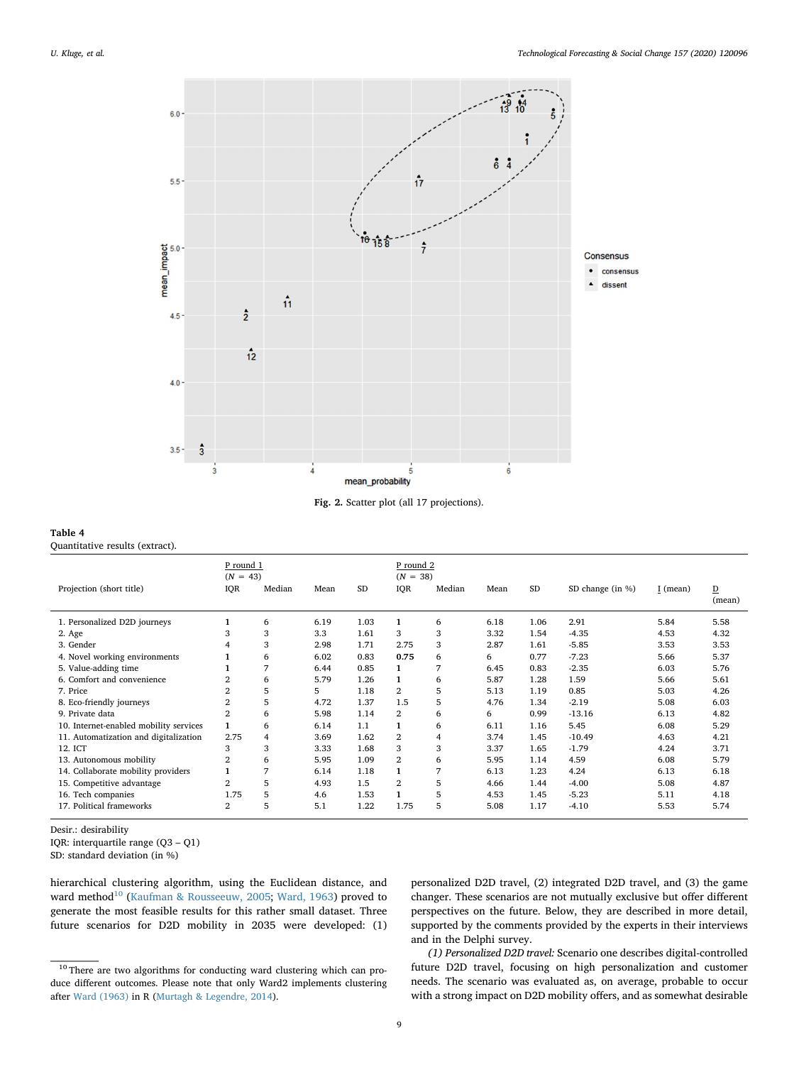Fig. 2. Scatter plot (all 17 projections).

**Table 4**
Quantitative results (extract).

| Projection (short title) | P round 1 (N = 43) IQR | Median | Mean | SD | P round 2 (N = 38) IQR | Median | Mean | SD | SD change (in %) | I (mean) | D (mean) |
|---|---|---|---|---|---|---|---|---|---|---|---|
| 1. Personalized D2D journeys | **1** | 6 | 6.19 | 1.03 | **1** | 6 | 6.18 | 1.06 | 2.91 | 5.84 | 5.58 |
| 2. Age | 3 | 3 | 3.3 | 1.61 | 3 | 3 | 3.32 | 1.54 | -4.35 | 4.53 | 4.32 |
| 3. Gender | 4 | 3 | 2.98 | 1.71 | 2.75 | 3 | 2.87 | 1.61 | -5.85 | 3.53 | 3.53 |
| 4. Novel working environments | **1** | 6 | 6.02 | 0.83 | **0.75** | 6 | 6 | 0.77 | -7.23 | 5.66 | 5.37 |
| 5. Value-adding time | **1** | 7 | 6.44 | 0.85 | **1** | 7 | 6.45 | 0.83 | -2.35 | 6.03 | 5.76 |
| 6. Comfort and convenience | 2 | 6 | 5.79 | 1.26 | **1** | 6 | 5.87 | 1.28 | 1.59 | 5.66 | 5.61 |
| 7. Price | 2 | 5 | 5 | 1.18 | 2 | 5 | 5.13 | 1.19 | 0.85 | 5.03 | 4.26 |
| 8. Eco-friendly journeys | 2 | 5 | 4.72 | 1.37 | 1.5 | 5 | 4.76 | 1.34 | -2.19 | 5.08 | 6.03 |
| 9. Private data | 2 | 6 | 5.98 | 1.14 | 2 | 6 | 6 | 0.99 | -13.16 | 6.13 | 4.82 |
| 10. Internet-enabled mobility services | **1** | 6 | 6.14 | 1.1 | **1** | 6 | 6.11 | 1.16 | 5.45 | 6.08 | 5.29 |
| 11. Automatization and digitalization | 2.75 | 4 | 3.69 | 1.62 | 2 | 4 | 3.74 | 1.45 | -10.49 | 4.63 | 4.21 |
| 12. ICT | 3 | 3 | 3.33 | 1.68 | 3 | 3 | 3.37 | 1.65 | -1.79 | 4.24 | 3.71 |
| 13. Autonomous mobility | 2 | 6 | 5.95 | 1.09 | 2 | 6 | 5.95 | 1.14 | 4.59 | 6.08 | 5.79 |
| 14. Collaborate mobility providers | **1** | 7 | 6.14 | 1.18 | **1** | 7 | 6.13 | 1.23 | 4.24 | 6.13 | 6.18 |
| 15. Competitive advantage | 2 | 5 | 4.93 | 1.5 | 2 | 5 | 4.66 | 1.44 | -4.00 | 5.08 | 4.87 |
| 16. Tech companies | 1.75 | 5 | 4.6 | 1.53 | **1** | 5 | 4.53 | 1.45 | -5.23 | 5.11 | 4.18 |
| 17. Political frameworks | 2 | 5 | 5.1 | 1.22 | 1.75 | 5 | 5.08 | 1.17 | -4.10 | 5.53 | 5.74 |

Desir.: desirability
IQR: interquartile range (Q3 – Q1)
SD: standard deviation (in %)

hierarchical clustering algorithm, using the Euclidean distance, and ward method[10] (Kaufman & Rousseeuw, 2005; Ward, 1963) proved to generate the most feasible results for this rather small dataset. Three future scenarios for D2D mobility in 2035 were developed: (1) personalized D2D travel, (2) integrated D2D travel, and (3) the game changer. These scenarios are not mutually exclusive but offer different perspectives on the future. Below, they are described in more detail, supported by the comments provided by the experts in their interviews and in the Delphi survey.

*(1) Personalized D2D travel:* Scenario one describes digital-controlled future D2D travel, focusing on high personalization and customer needs. The scenario was evaluated as, on average, probable to occur with a strong impact on D2D mobility offers, and as somewhat desirable

[10] There are two algorithms for conducting ward clustering which can produce different outcomes. Please note that only Ward2 implements clustering after Ward (1963) in R (Murtagh & Legendre, 2014).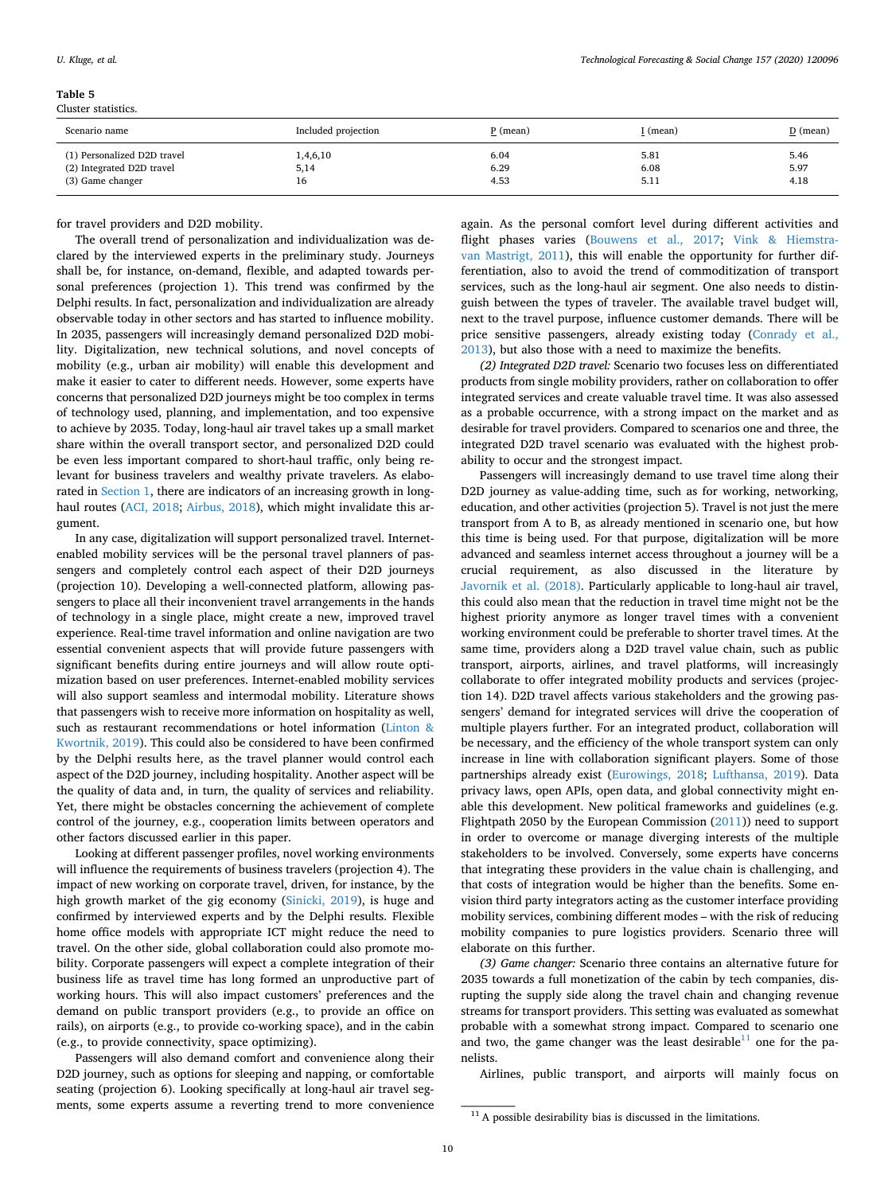**Table 5**
Cluster statistics.

| Scenario name | Included projection | P (mean) | I (mean) | D (mean) |
|---|---|---|---|---|
| (1) Personalized D2D travel | 1,4,6,10 | 6.04 | 5.81 | 5.46 |
| (2) Integrated D2D travel | 5,14 | 6.29 | 6.08 | 5.97 |
| (3) Game changer | 16 | 4.53 | 5.11 | 4.18 |

for travel providers and D2D mobility.

The overall trend of personalization and individualization was declared by the interviewed experts in the preliminary study. Journeys shall be, for instance, on-demand, flexible, and adapted towards personal preferences (projection 1). This trend was confirmed by the Delphi results. In fact, personalization and individualization are already observable today in other sectors and has started to influence mobility. In 2035, passengers will increasingly demand personalized D2D mobility. Digitalization, new technical solutions, and novel concepts of mobility (e.g., urban air mobility) will enable this development and make it easier to cater to different needs. However, some experts have concerns that personalized D2D journeys might be too complex in terms of technology used, planning, and implementation, and too expensive to achieve by 2035. Today, long-haul air travel takes up a small market share within the overall transport sector, and personalized D2D could be even less important compared to short-haul traffic, only being relevant for business travelers and wealthy private travelers. As elaborated in Section 1, there are indicators of an increasing growth in long-haul routes (ACI, 2018; Airbus, 2018), which might invalidate this argument.

In any case, digitalization will support personalized travel. Internet-enabled mobility services will be the personal travel planners of passengers and completely control each aspect of their D2D journeys (projection 10). Developing a well-connected platform, allowing passengers to place all their inconvenient travel arrangements in the hands of technology in a single place, might create a new, improved travel experience. Real-time travel information and online navigation are two essential convenient aspects that will provide future passengers with significant benefits during entire journeys and will allow route optimization based on user preferences. Internet-enabled mobility services will also support seamless and intermodal mobility. Literature shows that passengers wish to receive more information on hospitality as well, such as restaurant recommendations or hotel information (Linton & Kwortnik, 2019). This could also be considered to have been confirmed by the Delphi results here, as the travel planner would control each aspect of the D2D journey, including hospitality. Another aspect will be the quality of data and, in turn, the quality of services and reliability. Yet, there might be obstacles concerning the achievement of complete control of the journey, e.g., cooperation limits between operators and other factors discussed earlier in this paper.

Looking at different passenger profiles, novel working environments will influence the requirements of business travelers (projection 4). The impact of new working on corporate travel, driven, for instance, by the high growth market of the gig economy (Sinicki, 2019), is huge and confirmed by interviewed experts and by the Delphi results. Flexible home office models with appropriate ICT might reduce the need to travel. On the other side, global collaboration could also promote mobility. Corporate passengers will expect a complete integration of their business life as travel time has long formed an unproductive part of working hours. This will also impact customers' preferences and the demand on public transport providers (e.g., to provide an office on rails), on airports (e.g., to provide co-working space), and in the cabin (e.g., to provide connectivity, space optimizing).

Passengers will also demand comfort and convenience along their D2D journey, such as options for sleeping and napping, or comfortable seating (projection 6). Looking specifically at long-haul air travel segments, some experts assume a reverting trend to more convenience again. As the personal comfort level during different activities and flight phases varies (Bouwens et al., 2017; Vink & Hiemstra-van Mastrigt, 2011), this will enable the opportunity for further differentiation, also to avoid the trend of commoditization of transport services, such as the long-haul air segment. One also needs to distinguish between the types of traveler. The available travel budget will, next to the travel purpose, influence customer demands. There will be price sensitive passengers, already existing today (Conrady et al., 2013), but also those with a need to maximize the benefits.

*(2) Integrated D2D travel:* Scenario two focuses less on differentiated products from single mobility providers, rather on collaboration to offer integrated services and create valuable travel time. It was also assessed as a probable occurrence, with a strong impact on the market and as desirable for travel providers. Compared to scenarios one and three, the integrated D2D travel scenario was evaluated with the highest probability to occur and the strongest impact.

Passengers will increasingly demand to use travel time along their D2D journey as value-adding time, such as for working, networking, education, and other activities (projection 5). Travel is not just the mere transport from A to B, as already mentioned in scenario one, but how this time is being used. For that purpose, digitalization will be more advanced and seamless internet access throughout a journey will be a crucial requirement, as also discussed in the literature by Javornik et al. (2018). Particularly applicable to long-haul air travel, this could also mean that the reduction in travel time might not be the highest priority anymore as longer travel times with a convenient working environment could be preferable to shorter travel times. At the same time, providers along a D2D travel value chain, such as public transport, airports, airlines, and travel platforms, will increasingly collaborate to offer integrated mobility products and services (projection 14). D2D travel affects various stakeholders and the growing passengers' demand for integrated services will drive the cooperation of multiple players further. For an integrated product, collaboration will be necessary, and the efficiency of the whole transport system can only increase in line with collaboration significant players. Some of those partnerships already exist (Eurowings, 2018; Lufthansa, 2019). Data privacy laws, open APIs, open data, and global connectivity might enable this development. New political frameworks and guidelines (e.g. Flightpath 2050 by the European Commission (2011)) need to support in order to overcome or manage diverging interests of the multiple stakeholders to be involved. Conversely, some experts have concerns that integrating these providers in the value chain is challenging, and that costs of integration would be higher than the benefits. Some envision third party integrators acting as the customer interface providing mobility services, combining different modes – with the risk of reducing mobility companies to pure logistics providers. Scenario three will elaborate on this further.

*(3) Game changer:* Scenario three contains an alternative future for 2035 towards a full monetization of the cabin by tech companies, disrupting the supply side along the travel chain and changing revenue streams for transport providers. This setting was evaluated as somewhat probable with a somewhat strong impact. Compared to scenario one and two, the game changer was the least desirable[11] one for the panelists.

Airlines, public transport, and airports will mainly focus on

[11] A possible desirability bias is discussed in the limitations.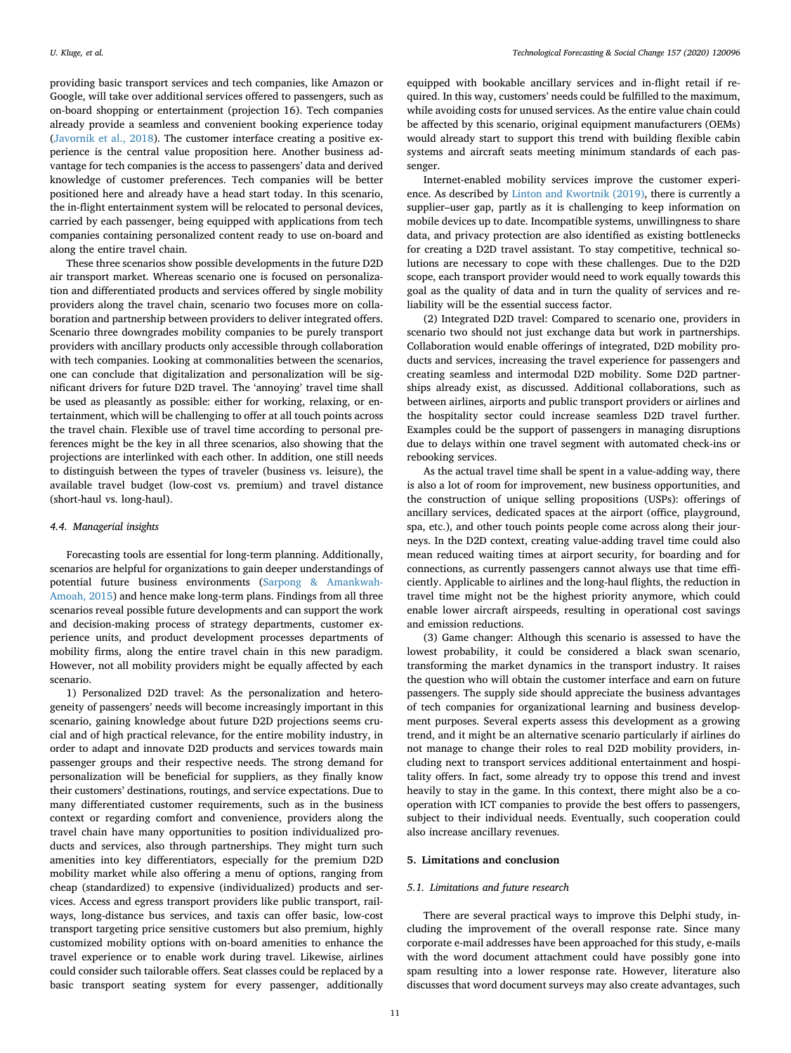providing basic transport services and tech companies, like Amazon or Google, will take over additional services offered to passengers, such as on-board shopping or entertainment (projection 16). Tech companies already provide a seamless and convenient booking experience today (Javornik et al., 2018). The customer interface creating a positive experience is the central value proposition here. Another business advantage for tech companies is the access to passengers' data and derived knowledge of customer preferences. Tech companies will be better positioned here and already have a head start today. In this scenario, the in-flight entertainment system will be relocated to personal devices, carried by each passenger, being equipped with applications from tech companies containing personalized content ready to use on-board and along the entire travel chain.

These three scenarios show possible developments in the future D2D air transport market. Whereas scenario one is focused on personalization and differentiated products and services offered by single mobility providers along the travel chain, scenario two focuses more on collaboration and partnership between providers to deliver integrated offers. Scenario three downgrades mobility companies to be purely transport providers with ancillary products only accessible through collaboration with tech companies. Looking at commonalities between the scenarios, one can conclude that digitalization and personalization will be significant drivers for future D2D travel. The 'annoying' travel time shall be used as pleasantly as possible: either for working, relaxing, or entertainment, which will be challenging to offer at all touch points across the travel chain. Flexible use of travel time according to personal preferences might be the key in all three scenarios, also showing that the projections are interlinked with each other. In addition, one still needs to distinguish between the types of traveler (business vs. leisure), the available travel budget (low-cost vs. premium) and travel distance (short-haul vs. long-haul).

### 4.4. Managerial insights

Forecasting tools are essential for long-term planning. Additionally, scenarios are helpful for organizations to gain deeper understandings of potential future business environments (Sarpong & Amankwah-Amoah, 2015) and hence make long-term plans. Findings from all three scenarios reveal possible future developments and can support the work and decision-making process of strategy departments, customer experience units, and product development processes departments of mobility firms, along the entire travel chain in this new paradigm. However, not all mobility providers might be equally affected by each scenario.

1) Personalized D2D travel: As the personalization and heterogeneity of passengers' needs will become increasingly important in this scenario, gaining knowledge about future D2D projections seems crucial and of high practical relevance, for the entire mobility industry, in order to adapt and innovate D2D products and services towards main passenger groups and their respective needs. The strong demand for personalization will be beneficial for suppliers, as they finally know their customers' destinations, routings, and service expectations. Due to many differentiated customer requirements, such as in the business context or regarding comfort and convenience, providers along the travel chain have many opportunities to position individualized products and services, also through partnerships. They might turn such amenities into key differentiators, especially for the premium D2D mobility market while also offering a menu of options, ranging from cheap (standardized) to expensive (individualized) products and services. Access and egress transport providers like public transport, railways, long-distance bus services, and taxis can offer basic, low-cost transport targeting price sensitive customers but also premium, highly customized mobility options with on-board amenities to enhance the travel experience or to enable work during travel. Likewise, airlines could consider such tailorable offers. Seat classes could be replaced by a basic transport seating system for every passenger, additionally equipped with bookable ancillary services and in-flight retail if required. In this way, customers' needs could be fulfilled to the maximum, while avoiding costs for unused services. As the entire value chain could be affected by this scenario, original equipment manufacturers (OEMs) would already start to support this trend with building flexible cabin systems and aircraft seats meeting minimum standards of each passenger.

Internet-enabled mobility services improve the customer experience. As described by Linton and Kwortnik (2019), there is currently a supplier–user gap, partly as it is challenging to keep information on mobile devices up to date. Incompatible systems, unwillingness to share data, and privacy protection are also identified as existing bottlenecks for creating a D2D travel assistant. To stay competitive, technical solutions are necessary to cope with these challenges. Due to the D2D scope, each transport provider would need to work equally towards this goal as the quality of data and in turn the quality of services and reliability will be the essential success factor.

(2) Integrated D2D travel: Compared to scenario one, providers in scenario two should not just exchange data but work in partnerships. Collaboration would enable offerings of integrated, D2D mobility products and services, increasing the travel experience for passengers and creating seamless and intermodal D2D mobility. Some D2D partnerships already exist, as discussed. Additional collaborations, such as between airlines, airports and public transport providers or airlines and the hospitality sector could increase seamless D2D travel further. Examples could be the support of passengers in managing disruptions due to delays within one travel segment with automated check-ins or rebooking services.

As the actual travel time shall be spent in a value-adding way, there is also a lot of room for improvement, new business opportunities, and the construction of unique selling propositions (USPs): offerings of ancillary services, dedicated spaces at the airport (office, playground, spa, etc.), and other touch points people come across along their journeys. In the D2D context, creating value-adding travel time could also mean reduced waiting times at airport security, for boarding and for connections, as currently passengers cannot always use that time efficiently. Applicable to airlines and the long-haul flights, the reduction in travel time might not be the highest priority anymore, which could enable lower aircraft airspeeds, resulting in operational cost savings and emission reductions.

(3) Game changer: Although this scenario is assessed to have the lowest probability, it could be considered a black swan scenario, transforming the market dynamics in the transport industry. It raises the question who will obtain the customer interface and earn on future passengers. The supply side should appreciate the business advantages of tech companies for organizational learning and business development purposes. Several experts assess this development as a growing trend, and it might be an alternative scenario particularly if airlines do not manage to change their roles to real D2D mobility providers, including next to transport services additional entertainment and hospitality offers. In fact, some already try to oppose this trend and invest heavily to stay in the game. In this context, there might also be a cooperation with ICT companies to provide the best offers to passengers, subject to their individual needs. Eventually, such cooperation could also increase ancillary revenues.

## 5. Limitations and conclusion

### 5.1. Limitations and future research

There are several practical ways to improve this Delphi study, including the improvement of the overall response rate. Since many corporate e-mail addresses have been approached for this study, e-mails with the word document attachment could have possibly gone into spam resulting into a lower response rate. However, literature also discusses that word document surveys may also create advantages, such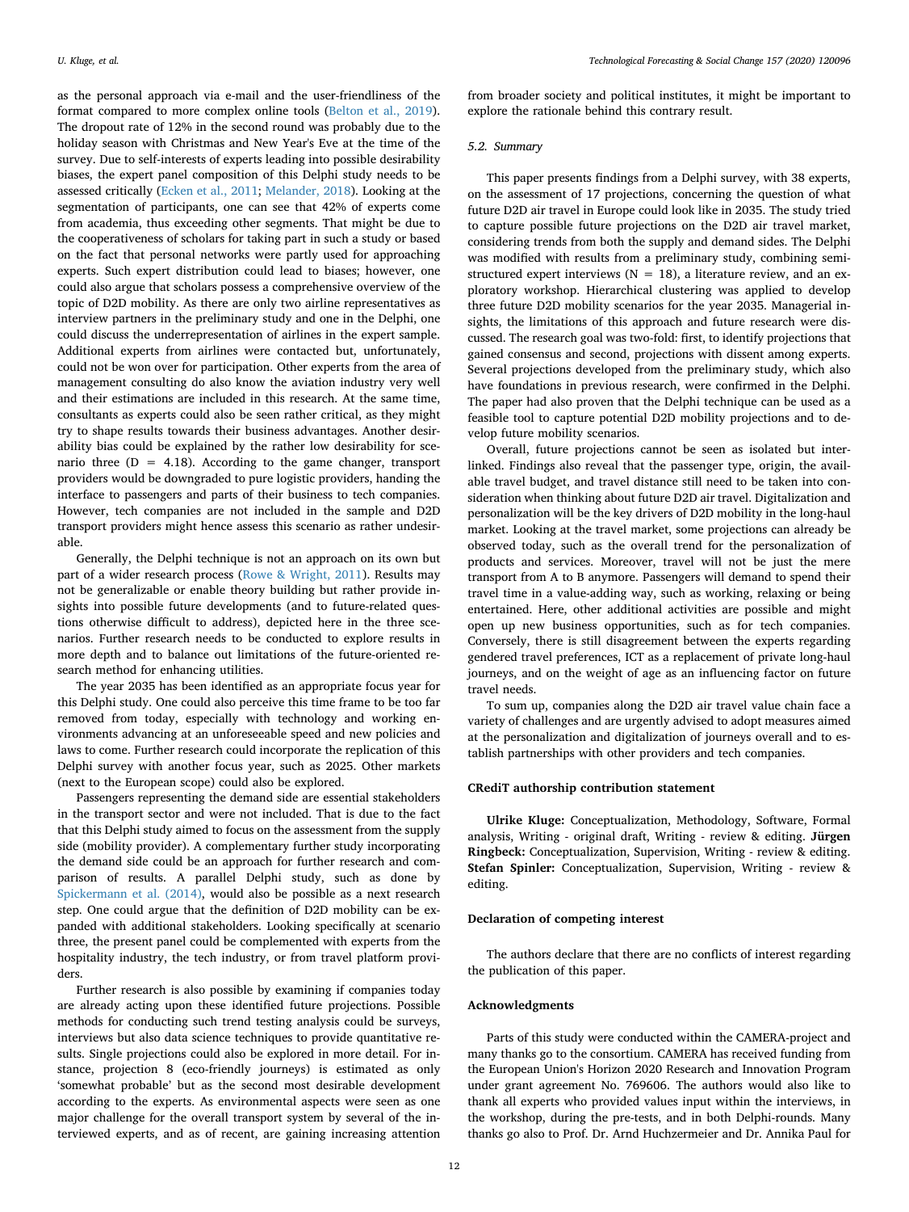as the personal approach via e-mail and the user-friendliness of the format compared to more complex online tools (Belton et al., 2019). The dropout rate of 12% in the second round was probably due to the holiday season with Christmas and New Year's Eve at the time of the survey. Due to self-interests of experts leading into possible desirability biases, the expert panel composition of this Delphi study needs to be assessed critically (Ecken et al., 2011; Melander, 2018). Looking at the segmentation of participants, one can see that 42% of experts come from academia, thus exceeding other segments. That might be due to the cooperativeness of scholars for taking part in such a study or based on the fact that personal networks were partly used for approaching experts. Such expert distribution could lead to biases; however, one could also argue that scholars possess a comprehensive overview of the topic of D2D mobility. As there are only two airline representatives as interview partners in the preliminary study and one in the Delphi, one could discuss the underrepresentation of airlines in the expert sample. Additional experts from airlines were contacted but, unfortunately, could not be won over for participation. Other experts from the area of management consulting do also know the aviation industry very well and their estimations are included in this research. At the same time, consultants as experts could also be seen rather critical, as they might try to shape results towards their business advantages. Another desirability bias could be explained by the rather low desirability for scenario three (D = 4.18). According to the game changer, transport providers would be downgraded to pure logistic providers, handing the interface to passengers and parts of their business to tech companies. However, tech companies are not included in the sample and D2D transport providers might hence assess this scenario as rather undesirable.

Generally, the Delphi technique is not an approach on its own but part of a wider research process (Rowe & Wright, 2011). Results may not be generalizable or enable theory building but rather provide insights into possible future developments (and to future-related questions otherwise difficult to address), depicted here in the three scenarios. Further research needs to be conducted to explore results in more depth and to balance out limitations of the future-oriented research method for enhancing utilities.

The year 2035 has been identified as an appropriate focus year for this Delphi study. One could also perceive this time frame to be too far removed from today, especially with technology and working environments advancing at an unforeseeable speed and new policies and laws to come. Further research could incorporate the replication of this Delphi survey with another focus year, such as 2025. Other markets (next to the European scope) could also be explored.

Passengers representing the demand side are essential stakeholders in the transport sector and were not included. That is due to the fact that this Delphi study aimed to focus on the assessment from the supply side (mobility provider). A complementary further study incorporating the demand side could be an approach for further research and comparison of results. A parallel Delphi study, such as done by Spickermann et al. (2014), would also be possible as a next research step. One could argue that the definition of D2D mobility can be expanded with additional stakeholders. Looking specifically at scenario three, the present panel could be complemented with experts from the hospitality industry, the tech industry, or from travel platform providers.

Further research is also possible by examining if companies today are already acting upon these identified future projections. Possible methods for conducting such trend testing analysis could be surveys, interviews but also data science techniques to provide quantitative results. Single projections could also be explored in more detail. For instance, projection 8 (eco-friendly journeys) is estimated as only 'somewhat probable' but as the second most desirable development according to the experts. As environmental aspects were seen as one major challenge for the overall transport system by several of the interviewed experts, and as of recent, are gaining increasing attention from broader society and political institutes, it might be important to explore the rationale behind this contrary result.

### 5.2. Summary

This paper presents findings from a Delphi survey, with 38 experts, on the assessment of 17 projections, concerning the question of what future D2D air travel in Europe could look like in 2035. The study tried to capture possible future projections on the D2D air travel market, considering trends from both the supply and demand sides. The Delphi was modified with results from a preliminary study, combining semi-structured expert interviews (N = 18), a literature review, and an exploratory workshop. Hierarchical clustering was applied to develop three future D2D mobility scenarios for the year 2035. Managerial insights, the limitations of this approach and future research were discussed. The research goal was two-fold: first, to identify projections that gained consensus and second, projections with dissent among experts. Several projections developed from the preliminary study, which also have foundations in previous research, were confirmed in the Delphi. The paper had also proven that the Delphi technique can be used as a feasible tool to capture potential D2D mobility projections and to develop future mobility scenarios.

Overall, future projections cannot be seen as isolated but interlinked. Findings also reveal that the passenger type, origin, the available travel budget, and travel distance still need to be taken into consideration when thinking about future D2D air travel. Digitalization and personalization will be the key drivers of D2D mobility in the long-haul market. Looking at the travel market, some projections can already be observed today, such as the overall trend for the personalization of products and services. Moreover, travel will not be just the mere transport from A to B anymore. Passengers will demand to spend their travel time in a value-adding way, such as working, relaxing or being entertained. Here, other additional activities are possible and might open up new business opportunities, such as for tech companies. Conversely, there is still disagreement between the experts regarding gendered travel preferences, ICT as a replacement of private long-haul journeys, and on the weight of age as an influencing factor on future travel needs.

To sum up, companies along the D2D air travel value chain face a variety of challenges and are urgently advised to adopt measures aimed at the personalization and digitalization of journeys overall and to establish partnerships with other providers and tech companies.

## CRediT authorship contribution statement

**Ulrike Kluge:** Conceptualization, Methodology, Software, Formal analysis, Writing - original draft, Writing - review & editing. **Jürgen Ringbeck:** Conceptualization, Supervision, Writing - review & editing. **Stefan Spinler:** Conceptualization, Supervision, Writing - review & editing.

## Declaration of competing interest

The authors declare that there are no conflicts of interest regarding the publication of this paper.

## Acknowledgments

Parts of this study were conducted within the CAMERA-project and many thanks go to the consortium. CAMERA has received funding from the European Union's Horizon 2020 Research and Innovation Program under grant agreement No. 769606. The authors would also like to thank all experts who provided values input within the interviews, in the workshop, during the pre-tests, and in both Delphi-rounds. Many thanks go also to Prof. Dr. Arnd Huchzermeier and Dr. Annika Paul for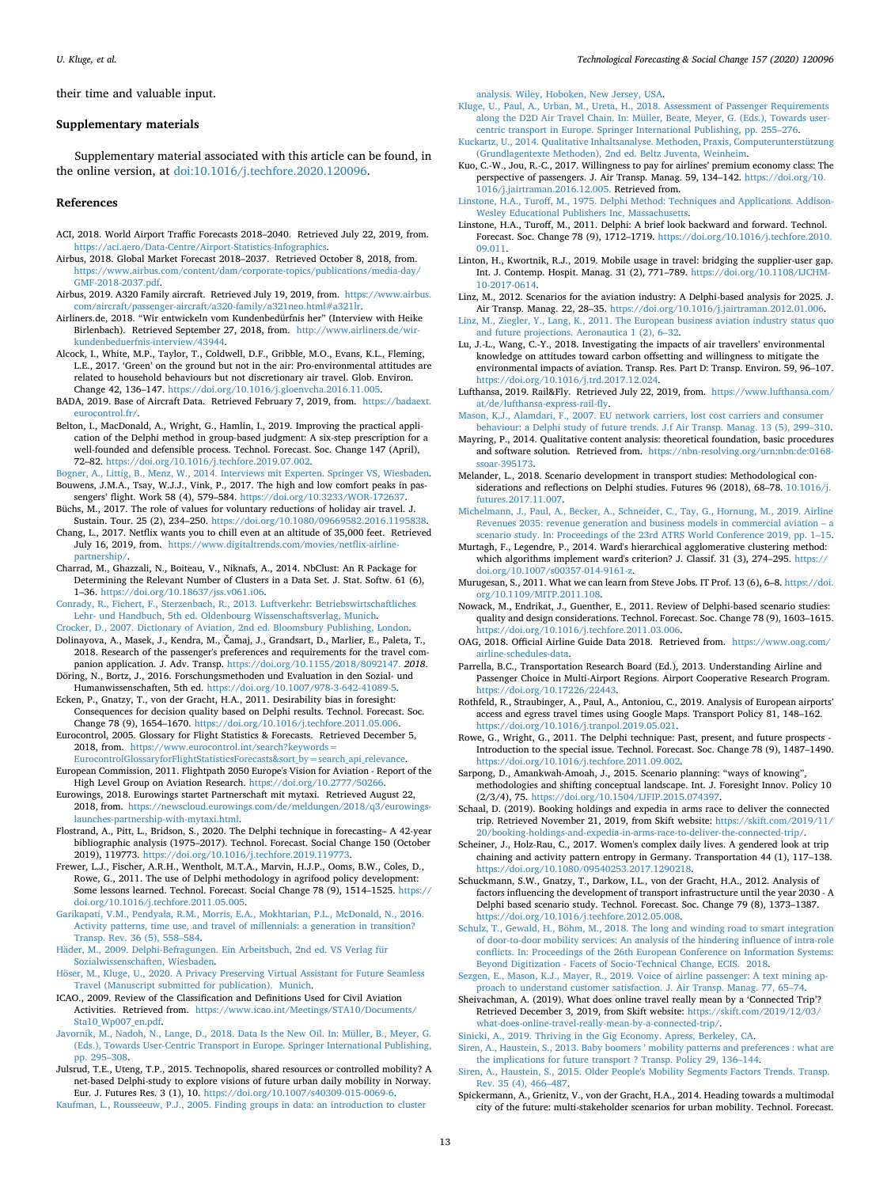their time and valuable input.

## Supplementary materials

Supplementary material associated with this article can be found, in the online version, at doi:10.1016/j.techfore.2020.120096.

## References

ACI, 2018. World Airport Traffic Forecasts 2018–2040. Retrieved July 22, 2019, from. https://aci.aero/Data-Centre/Airport-Statistics-Infographics.

Airbus, 2018. Global Market Forecast 2018–2037. Retrieved October 8, 2018, from. https://www.airbus.com/content/dam/corporate-topics/publications/media-day/GMF-2018-2037.pdf.

Airbus, 2019. A320 Family aircraft. Retrieved July 19, 2019, from. https://www.airbus.com/aircraft/passenger-aircraft/a320-family/a321neo.html#a321lr.

Airliners.de, 2018. "Wir entwickeln vom Kundenbedürfnis her" (Interview with Heike Birlenbach). Retrieved September 27, 2018, from. http://www.airliners.de/wir-kundenbeduerfnis-interview/43944.

Alcock, I., White, M.P., Taylor, T., Coldwell, D.F., Gribble, M.O., Evans, K.L., Fleming, L.E., 2017. 'Green' on the ground but not in the air: Pro-environmental attitudes are related to household behaviours but not discretionary air travel. Glob. Environ. Change 42, 136–147. https://doi.org/10.1016/j.gloenvcha.2016.11.005.

BADA, 2019. Base of Aircraft Data. Retrieved February 7, 2019, from. https://badaext.eurocontrol.fr/.

Belton, I., MacDonald, A., Wright, G., Hamlin, I., 2019. Improving the practical application of the Delphi method in group-based judgment: A six-step prescription for a well-founded and defensible process. Technol. Forecast. Soc. Change 147 (April), 72–82. https://doi.org/10.1016/j.techfore.2019.07.002.

Bogner, A., Littig, B., Menz, W., 2014. Interviews mit Experten. Springer VS, Wiesbaden.

Bouwens, J.M.A., Tsay, W.J.J., Vink, P., 2017. The high and low comfort peaks in passengers' flight. Work 58 (4), 579–584. https://doi.org/10.3233/WOR-172637.

Büchs, M., 2017. The role of values for voluntary reductions of holiday air travel. J. Sustain. Tour. 25 (2), 234–250. https://doi.org/10.1080/09669582.2016.1195838.

Chang, L., 2017. Netflix wants you to chill even at an altitude of 35,000 feet. Retrieved July 16, 2019, from. https://www.digitaltrends.com/movies/netflix-airline-partnership/.

Charrad, M., Ghazzali, N., Boiteau, V., Niknafs, A., 2014. NbClust: An R Package for Determining the Relevant Number of Clusters in a Data Set. J. Stat. Softw. 61 (6), 1–36. https://doi.org/10.18637/jss.v061.i06.

Conrady, R., Fichert, F., Sterzenbach, R., 2013. Luftverkehr: Betriebswirtschaftliches Lehr- und Handbuch, 5th ed. Oldenbourg Wissenschaftsverlag, Munich.

Crocker, D., 2007. Dictionary of Aviation, 2nd ed. Bloomsbury Publishing, London.

Dolinayova, A., Masek, J., Kendra, M., Čamaj, J., Grandsart, D., Marlier, E., Paleta, T., 2018. Research of the passenger's preferences and requirements for the travel companion application. J. Adv. Transp. https://doi.org/10.1155/2018/8092147. *2018*.

Döring, N., Bortz, J., 2016. Forschungsmethoden und Evaluation in den Sozial- und Humanwissenschaften, 5th ed. https://doi.org/10.1007/978-3-642-41089-5.

Ecken, P., Gnatzy, T., von der Gracht, H.A., 2011. Desirability bias in foresight: Consequences for decision quality based on Delphi results. Technol. Forecast. Soc. Change 78 (9), 1654–1670. https://doi.org/10.1016/j.techfore.2011.05.006.

Eurocontrol, 2005. Glossary for Flight Statistics & Forecasts. Retrieved December 5, 2018, from. https://www.eurocontrol.int/search?keywords=EurocontrolGlossaryforFlightStatisticsForecasts&sort_by=search_api_relevance.

European Commission, 2011. Flightpath 2050 Europe's Vision for Aviation - Report of the High Level Group on Aviation Research. https://doi.org/10.2777/50266.

Eurowings, 2018. Eurowings startet Partnerschaft mit mytaxi. Retrieved August 22, 2018, from. https://newscloud.eurowings.com/de/meldungen/2018/q3/eurowings-launches-partnership-with-mytaxi.html.

Flostrand, A., Pitt, L., Bridson, S., 2020. The Delphi technique in forecasting– A 42-year bibliographic analysis (1975–2017). Technol. Forecast. Social Change 150 (October 2019), 119773. https://doi.org/10.1016/j.techfore.2019.119773.

Frewer, L.J., Fischer, A.R.H., Wentholt, M.T.A., Marvin, H.J.P., Ooms, B.W., Coles, D., Rowe, G., 2011. The use of Delphi methodology in agrifood policy development: Some lessons learned. Technol. Forecast. Social Change 78 (9), 1514–1525. https://doi.org/10.1016/j.techfore.2011.05.005.

Garikapati, V.M., Pendyala, R.M., Morris, E.A., Mokhtarian, P.L., McDonald, N., 2016. Activity patterns, time use, and travel of millennials: a generation in transition? Transp. Rev. 36 (5), 558–584.

Häder, M., 2009. Delphi-Befragungen. Ein Arbeitsbuch, 2nd ed. VS Verlag für Sozialwissenschaften, Wiesbaden.

Höser, M., Kluge, U., 2020. A Privacy Preserving Virtual Assistant for Future Seamless Travel (Manuscript submitted for publication). Munich.

ICAO., 2009. Review of the Classification and Definitions Used for Civil Aviation Activities. Retrieved from. https://www.icao.int/Meetings/STA10/Documents/Sta10_Wp007_en.pdf.

Javornik, M., Nadoh, N., Lange, D., 2018. Data Is the New Oil. In: Müller, B., Meyer, G. (Eds.), Towards User-Centric Transport in Europe. Springer International Publishing, pp. 295–308.

Julsrud, T.E., Uteng, T.P., 2015. Technopolis, shared resources or controlled mobility? A net-based Delphi-study to explore visions of future urban daily mobility in Norway. Eur. J. Futures Res. 3 (1), 10. https://doi.org/10.1007/s40309-015-0069-6.

Kaufman, L., Rousseeuw, P.J., 2005. Finding groups in data: an introduction to cluster analysis. Wiley, Hoboken, New Jersey, USA.

Kluge, U., Paul, A., Urban, M., Ureta, H., 2018. Assessment of Passenger Requirements along the D2D Air Travel Chain. In: Müller, Beate, Meyer, G. (Eds.), Towards user-centric transport in Europe. Springer International Publishing, pp. 255–276.

Kuckartz, U., 2014. Qualitative Inhaltsanalyse. Methoden, Praxis, Computerunterstützung (Grundlagentexte Methoden), 2nd ed. Beltz Juventa, Weinheim.

Kuo, C.-W., Jou, R.-C., 2017. Willingness to pay for airlines' premium economy class: The perspective of passengers. J. Air Transp. Manag. 59, 134–142. https://doi.org/10.1016/j.jairtraman.2016.12.005. Retrieved from.

Linstone, H.A., Turoff, M., 1975. Delphi Method: Techniques and Applications. Addison-Wesley Educational Publishers Inc, Massachusetts.

Linstone, H.A., Turoff, M., 2011. Delphi: A brief look backward and forward. Technol. Forecast. Soc. Change 78 (9), 1712–1719. https://doi.org/10.1016/j.techfore.2010.09.011.

Linton, H., Kwortnik, R.J., 2019. Mobile usage in travel: bridging the supplier-user gap. Int. J. Contemp. Hospit. Manag. 31 (2), 771–789. https://doi.org/10.1108/IJCHM-10-2017-0614.

Linz, M., 2012. Scenarios for the aviation industry: A Delphi-based analysis for 2025. J. Air Transp. Manag. 22, 28–35. https://doi.org/10.1016/j.jairtraman.2012.01.006.

Linz, M., Ziegler, Y., Lang, K., 2011. The European business aviation industry status quo and future projections. Aeronautica 1 (2), 6–32.

Lu, J.-L., Wang, C.-Y., 2018. Investigating the impacts of air travellers' environmental knowledge on attitudes toward carbon offsetting and willingness to mitigate the environmental impacts of aviation. Transp. Res. Part D: Transp. Environ. 59, 96–107. https://doi.org/10.1016/j.trd.2017.12.024.

Lufthansa, 2019. Rail&Fly. Retrieved July 22, 2019, from. https://www.lufthansa.com/at/de/lufthansa-express-rail-fly.

Mason, K.J., Alamdari, F., 2007. EU network carriers, lost cost carriers and consumer behaviour: a Delphi study of future trends. J.f Air Transp. Manag. 13 (5), 299–310.

Mayring, P., 2014. Qualitative content analysis: theoretical foundation, basic procedures and software solution. Retrieved from. https://nbn-resolving.org/urn:nbn:de:0168-ssoar-395173.

Melander, L., 2018. Scenario development in transport studies: Methodological considerations and reflections on Delphi studies. Futures 96 (2018), 68–78. 10.1016/j.futures.2017.11.007.

Michelmann, J., Paul, A., Becker, A., Schneider, C., Tay, G., Hornung, M., 2019. Airline Revenues 2035: revenue generation and business models in commercial aviation – a scenario study. In: Proceedings of the 23rd ATRS World Conference 2019, pp. 1–15.

Murtagh, F., Legendre, P., 2014. Ward's hierarchical agglomerative clustering method: which algorithms implement ward's criterion? J. Classif. 31 (3), 274–295. https://doi.org/10.1007/s00357-014-9161-z.

Murugesan, S., 2011. What we can learn from Steve Jobs. IT Prof. 13 (6), 6–8. https://doi.org/10.1109/MITP.2011.108.

Nowack, M., Endrikat, J., Guenther, E., 2011. Review of Delphi-based scenario studies: quality and design considerations. Technol. Forecast. Soc. Change 78 (9), 1603–1615. https://doi.org/10.1016/j.techfore.2011.03.006.

OAG, 2018. Official Airline Guide Data 2018. Retrieved from. https://www.oag.com/airline-schedules-data.

Parrella, B.C., Transportation Research Board (Ed.), 2013. Understanding Airline and Passenger Choice in Multi-Airport Regions. Airport Cooperative Research Program. https://doi.org/10.17226/22443.

Rothfeld, R., Straubinger, A., Paul, A., Antoniou, C., 2019. Analysis of European airports' access and egress travel times using Google Maps. Transport Policy 81, 148–162. https://doi.org/10.1016/j.tranpol.2019.05.021.

Rowe, G., Wright, G., 2011. The Delphi technique: Past, present, and future prospects - Introduction to the special issue. Technol. Forecast. Soc. Change 78 (9), 1487–1490. https://doi.org/10.1016/j.techfore.2011.09.002.

Sarpong, D., Amankwah-Amoah, J., 2015. Scenario planning: "ways of knowing", methodologies and shifting conceptual landscape. Int. J. Foresight Innov. Policy 10 (2/3/4), 75. https://doi.org/10.1504/IJFIP.2015.074397.

Schaal, D. (2019). Booking holdings and expedia in arms race to deliver the connected trip. Retrieved November 21, 2019, from Skift website: https://skift.com/2019/11/20/booking-holdings-and-expedia-in-arms-race-to-deliver-the-connected-trip/.

Scheiner, J., Holz-Rau, C., 2017. Women's complex daily lives. A gendered look at trip chaining and activity pattern entropy in Germany. Transportation 44 (1), 117–138. https://doi.org/10.1080/09540253.2017.1290218.

Schuckmann, S.W., Gnatzy, T., Darkow, I.L., von der Gracht, H.A., 2012. Analysis of factors influencing the development of transport infrastructure until the year 2030 - A Delphi based scenario study. Technol. Forecast. Soc. Change 79 (8), 1373–1387. https://doi.org/10.1016/j.techfore.2012.05.008.

Schulz, T., Gewald, H., Böhm, M., 2018. The long and winding road to smart integration of door-to-door mobility services: An analysis of the hindering influence of intra-role conflicts. In: Proceedings of the 26th European Conference on Information Systems: Beyond Digitization - Facets of Socio-Technical Change, ECIS. 2018.

Sezgen, E., Mason, K.J., Mayer, R., 2019. Voice of airline passenger: A text mining approach to understand customer satisfaction. J. Air Transp. Manag. 77, 65–74.

Sheivachman, A. (2019). What does online travel really mean by a 'Connected Trip'? Retrieved December 3, 2019, from Skift website: https://skift.com/2019/12/03/what-does-online-travel-really-mean-by-a-connected-trip/.

Sinicki, A., 2019. Thriving in the Gig Economy. Apress, Berkeley, CA.

Siren, A., Haustein, S., 2013. Baby boomers ' mobility patterns and preferences : what are the implications for future transport ? Transp. Policy 29, 136–144.

Siren, A., Haustein, S., 2015. Older People's Mobility Segments Factors Trends. Transp. Rev. 35 (4), 466–487.

Spickermann, A., Grienitz, V., von der Gracht, H.A., 2014. Heading towards a multimodal city of the future: multi-stakeholder scenarios for urban mobility. Technol. Forecast.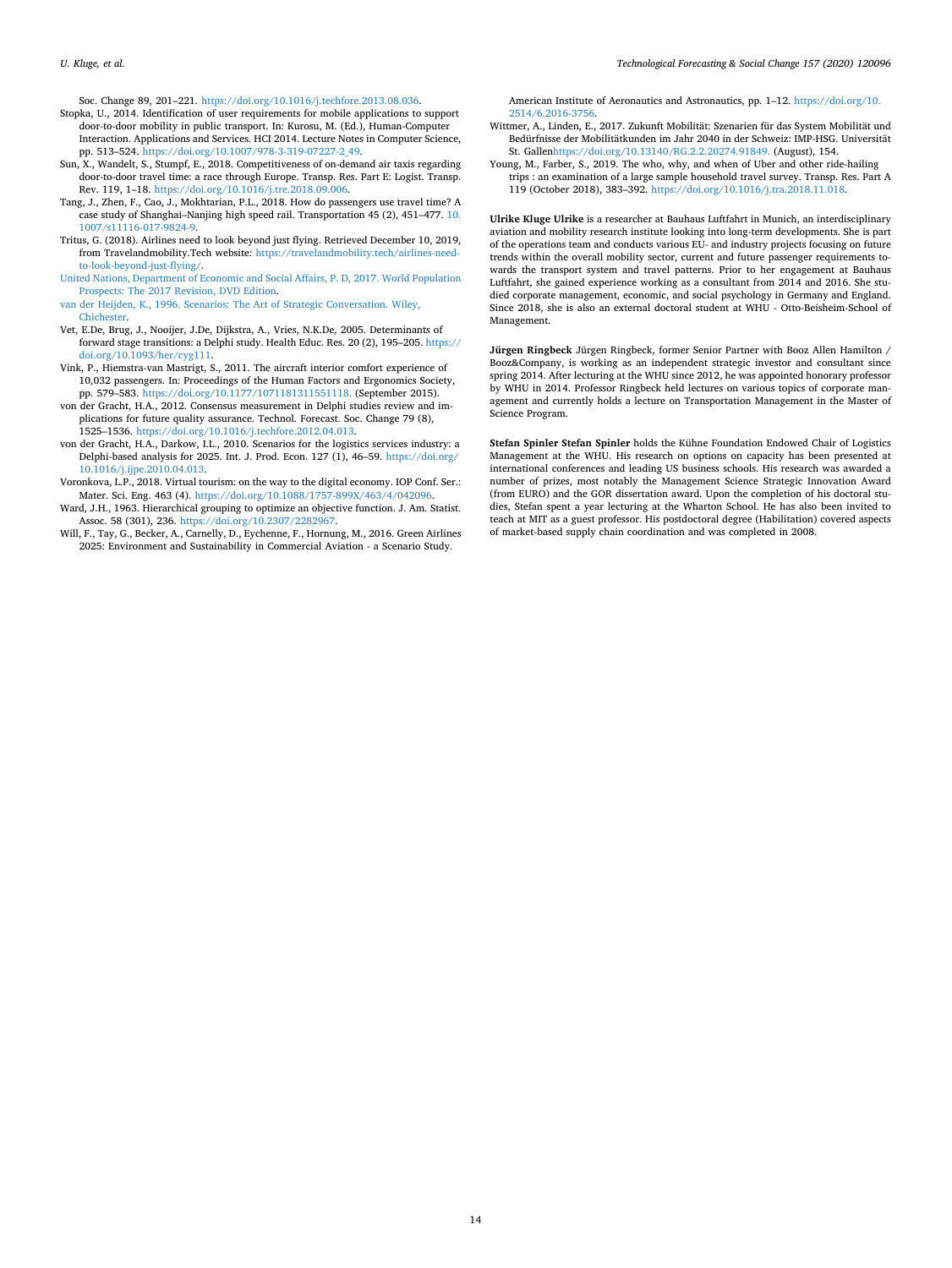Soc. Change 89, 201–221. https://doi.org/10.1016/j.techfore.2013.08.036.

Stopka, U., 2014. Identification of user requirements for mobile applications to support door-to-door mobility in public transport. In: Kurosu, M. (Ed.), Human-Computer Interaction. Applications and Services. HCI 2014. Lecture Notes in Computer Science, pp. 513–524. https://doi.org/10.1007/978-3-319-07227-2_49.

Sun, X., Wandelt, S., Stumpf, E., 2018. Competitiveness of on-demand air taxis regarding door-to-door travel time: a race through Europe. Transp. Res. Part E: Logist. Transp. Rev. 119, 1–18. https://doi.org/10.1016/j.tre.2018.09.006.

Tang, J., Zhen, F., Cao, J., Mokhtarian, P.L., 2018. How do passengers use travel time? A case study of Shanghai–Nanjing high speed rail. Transportation 45 (2), 451–477. 10.1007/s11116-017-9824-9.

Tritus, G. (2018). Airlines need to look beyond just flying. Retrieved December 10, 2019, from Travelandmobility.Tech website: https://travelandmobility.tech/airlines-need-to-look-beyond-just-flying/.

United Nations, Department of Economic and Social Affairs, P. D, 2017. World Population Prospects: The 2017 Revision, DVD Edition.

van der Heijden, K., 1996. Scenarios: The Art of Strategic Conversation. Wiley, Chichester.

Vet, E.De, Brug, J., Nooijer, J.De, Dijkstra, A., Vries, N.K.De, 2005. Determinants of forward stage transitions: a Delphi study. Health Educ. Res. 20 (2), 195–205. https://doi.org/10.1093/her/cyg111.

Vink, P., Hiemstra-van Mastrigt, S., 2011. The aircraft interior comfort experience of 10,032 passengers. In: Proceedings of the Human Factors and Ergonomics Society, pp. 579–583. https://doi.org/10.1177/1071181311551118. (September 2015).

von der Gracht, H.A., 2012. Consensus measurement in Delphi studies review and implications for future quality assurance. Technol. Forecast. Soc. Change 79 (8), 1525–1536. https://doi.org/10.1016/j.techfore.2012.04.013.

von der Gracht, H.A., Darkow, I.L., 2010. Scenarios for the logistics services industry: a Delphi-based analysis for 2025. Int. J. Prod. Econ. 127 (1), 46–59. https://doi.org/10.1016/j.ijpe.2010.04.013.

Voronkova, L.P., 2018. Virtual tourism: on the way to the digital economy. IOP Conf. Ser.: Mater. Sci. Eng. 463 (4). https://doi.org/10.1088/1757-899X/463/4/042096.

Ward, J.H., 1963. Hierarchical grouping to optimize an objective function. J. Am. Statist. Assoc. 58 (301), 236. https://doi.org/10.2307/2282967.

Will, F., Tay, G., Becker, A., Carnelly, D., Eychenne, F., Hornung, M., 2016. Green Airlines 2025: Environment and Sustainability in Commercial Aviation - a Scenario Study. American Institute of Aeronautics and Astronautics, pp. 1–12. https://doi.org/10.2514/6.2016-3756.

Wittmer, A., Linden, E., 2017. Zukunft Mobilität: Szenarien für das System Mobilität und Bedürfnisse der Mobilitätkunden im Jahr 2040 in der Schweiz: IMP-HSG. Universität St. Gallenhttps://doi.org/10.13140/RG.2.2.20274.91849. (August), 154.

Young, M., Farber, S., 2019. The who, why, and when of Uber and other ride-hailing trips : an examination of a large sample household travel survey. Transp. Res. Part A 119 (October 2018), 383–392. https://doi.org/10.1016/j.tra.2018.11.018.

**Ulrike Kluge Ulrike** is a researcher at Bauhaus Luftfahrt in Munich, an interdisciplinary aviation and mobility research institute looking into long-term developments. She is part of the operations team and conducts various EU- and industry projects focusing on future trends within the overall mobility sector, current and future passenger requirements towards the transport system and travel patterns. Prior to her engagement at Bauhaus Luftfahrt, she gained experience working as a consultant from 2014 and 2016. She studied corporate management, economic, and social psychology in Germany and England. Since 2018, she is also an external doctoral student at WHU - Otto-Beisheim-School of Management.

**Jürgen Ringbeck** Jürgen Ringbeck, former Senior Partner with Booz Allen Hamilton / Booz&Company, is working as an independent strategic investor and consultant since spring 2014. After lecturing at the WHU since 2012, he was appointed honorary professor by WHU in 2014. Professor Ringbeck held lectures on various topics of corporate management and currently holds a lecture on Transportation Management in the Master of Science Program.

**Stefan Spinler Stefan Spinler** holds the Kühne Foundation Endowed Chair of Logistics Management at the WHU. His research on options on capacity has been presented at international conferences and leading US business schools. His research was awarded a number of prizes, most notably the Management Science Strategic Innovation Award (from EURO) and the GOR dissertation award. Upon the completion of his doctoral studies, Stefan spent a year lecturing at the Wharton School. He has also been invited to teach at MIT as a guest professor. His postdoctoral degree (Habilitation) covered aspects of market-based supply chain coordination and was completed in 2008.